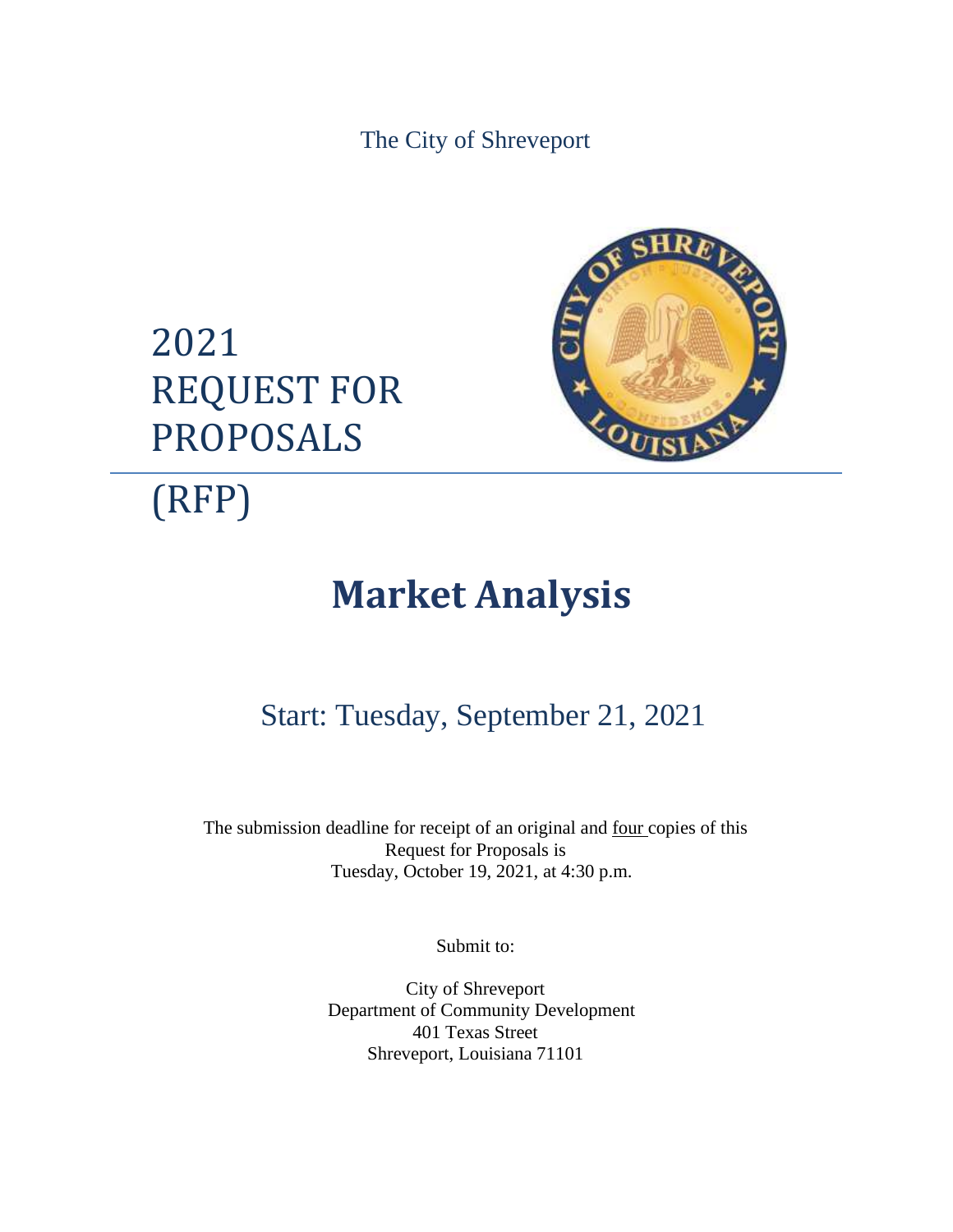The City of Shreveport

# 2021 REQUEST FOR PROPOSALS (RFP)

# Market Analysis

## Start: Tuesday, September 21, 2021

The submission deadline for receipt of an original and four copies of this Request for Proposals is Tuesday, October 19, 2021, at 4:30 p.m.

Submit to:

City of Shreveport
Department of Community Development
401 Texas Street
Shreveport, Louisiana 71101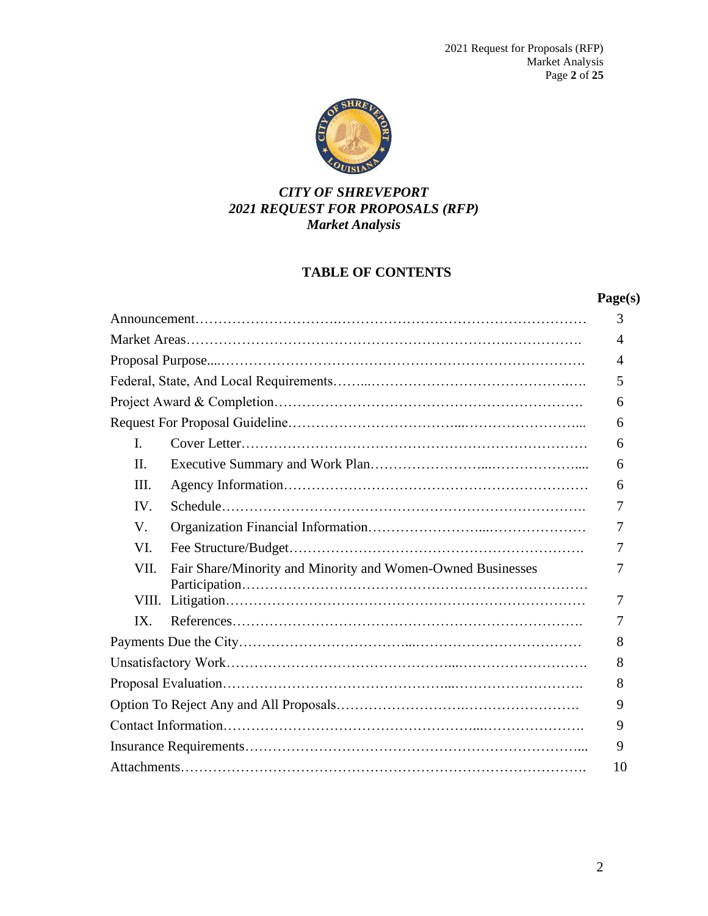***CITY OF SHREVEPORT***
***2021 REQUEST FOR PROPOSALS (RFP)***
***Market Analysis***

## TABLE OF CONTENTS

| | Page(s) |
|---|---|
| Announcement | 3 |
| Market Areas | 4 |
| Proposal Purpose | 4 |
| Federal, State, And Local Requirements | 5 |
| Project Award & Completion | 6 |
| Request For Proposal Guideline | 6 |
| I. Cover Letter | 6 |
| II. Executive Summary and Work Plan | 6 |
| III. Agency Information | 6 |
| IV. Schedule | 7 |
| V. Organization Financial Information | 7 |
| VI. Fee Structure/Budget | 7 |
| VII. Fair Share/Minority and Minority and Women-Owned Businesses Participation | 7 |
| VIII. Litigation | 7 |
| IX. References | 7 |
| Payments Due the City | 8 |
| Unsatisfactory Work | 8 |
| Proposal Evaluation | 8 |
| Option To Reject Any and All Proposals | 9 |
| Contact Information | 9 |
| Insurance Requirements | 9 |
| Attachments | 10 |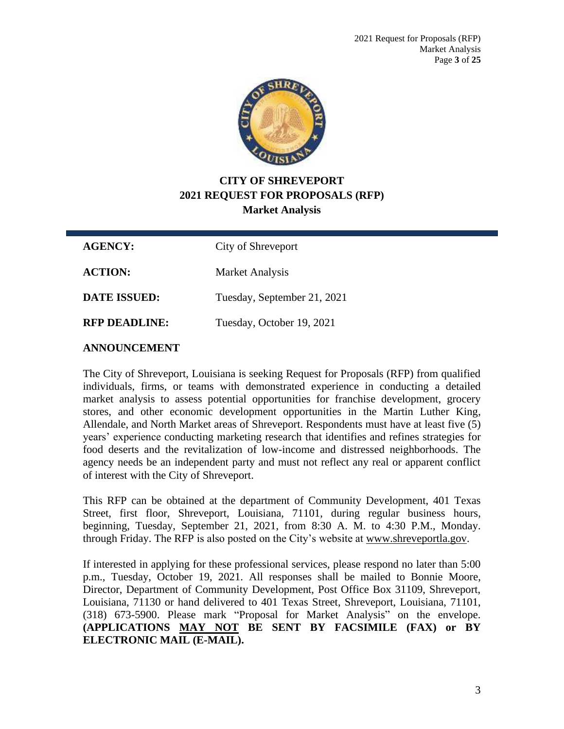# CITY OF SHREVEPORT
## 2021 REQUEST FOR PROPOSALS (RFP)
### Market Analysis

| | |
|---|---|
| **AGENCY:** | City of Shreveport |
| **ACTION:** | Market Analysis |
| **DATE ISSUED:** | Tuesday, September 21, 2021 |
| **RFP DEADLINE:** | Tuesday, October 19, 2021 |

## ANNOUNCEMENT

The City of Shreveport, Louisiana is seeking Request for Proposals (RFP) from qualified individuals, firms, or teams with demonstrated experience in conducting a detailed market analysis to assess potential opportunities for franchise development, grocery stores, and other economic development opportunities in the Martin Luther King, Allendale, and North Market areas of Shreveport. Respondents must have at least five (5) years' experience conducting marketing research that identifies and refines strategies for food deserts and the revitalization of low-income and distressed neighborhoods. The agency needs be an independent party and must not reflect any real or apparent conflict of interest with the City of Shreveport.

This RFP can be obtained at the department of Community Development, 401 Texas Street, first floor, Shreveport, Louisiana, 71101, during regular business hours, beginning, Tuesday, September 21, 2021, from 8:30 A. M. to 4:30 P.M., Monday. through Friday. The RFP is also posted on the City's website at www.shreveportla.gov.

If interested in applying for these professional services, please respond no later than 5:00 p.m., Tuesday, October 19, 2021. All responses shall be mailed to Bonnie Moore, Director, Department of Community Development, Post Office Box 31109, Shreveport, Louisiana, 71130 or hand delivered to 401 Texas Street, Shreveport, Louisiana, 71101, (318) 673-5900. Please mark "Proposal for Market Analysis" on the envelope. **(APPLICATIONS MAY NOT BE SENT BY FACSIMILE (FAX) or BY ELECTRONIC MAIL (E-MAIL).**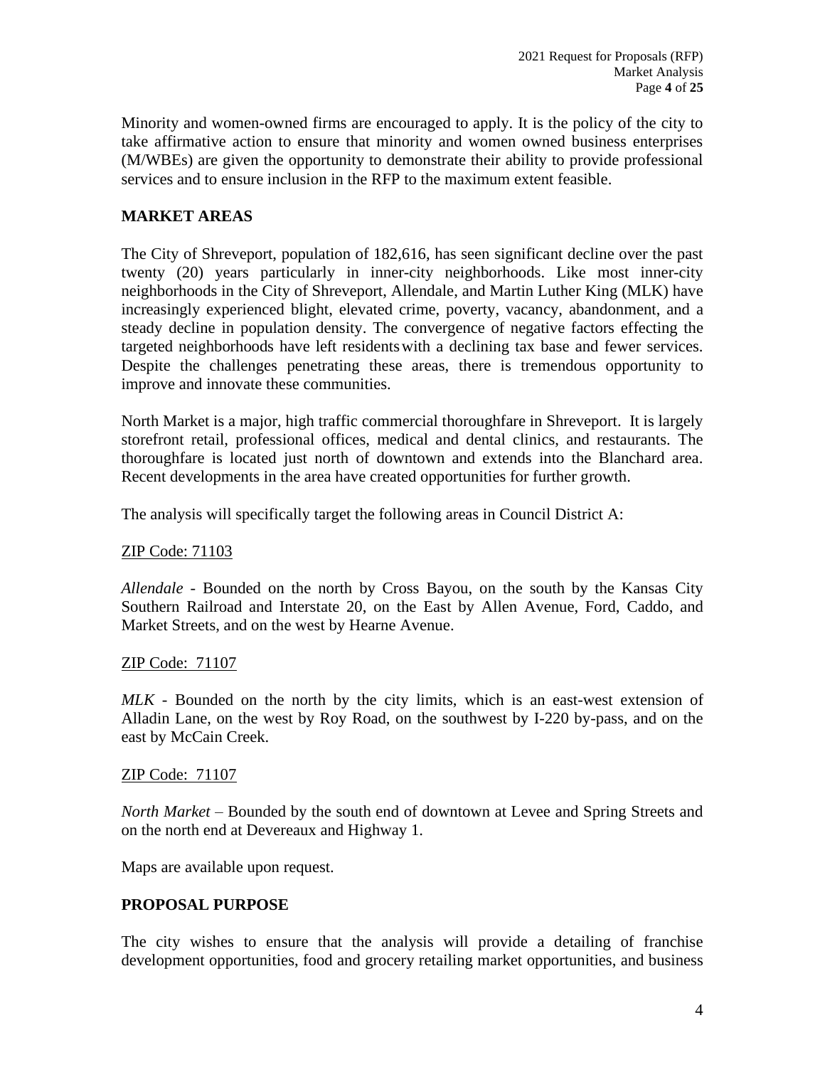Minority and women-owned firms are encouraged to apply. It is the policy of the city to take affirmative action to ensure that minority and women owned business enterprises (M/WBEs) are given the opportunity to demonstrate their ability to provide professional services and to ensure inclusion in the RFP to the maximum extent feasible.

## MARKET AREAS

The City of Shreveport, population of 182,616, has seen significant decline over the past twenty (20) years particularly in inner-city neighborhoods. Like most inner-city neighborhoods in the City of Shreveport, Allendale, and Martin Luther King (MLK) have increasingly experienced blight, elevated crime, poverty, vacancy, abandonment, and a steady decline in population density. The convergence of negative factors effecting the targeted neighborhoods have left residents with a declining tax base and fewer services. Despite the challenges penetrating these areas, there is tremendous opportunity to improve and innovate these communities.

North Market is a major, high traffic commercial thoroughfare in Shreveport. It is largely storefront retail, professional offices, medical and dental clinics, and restaurants. The thoroughfare is located just north of downtown and extends into the Blanchard area. Recent developments in the area have created opportunities for further growth.

The analysis will specifically target the following areas in Council District A:

<u>ZIP Code: 71103</u>

*Allendale* - Bounded on the north by Cross Bayou, on the south by the Kansas City Southern Railroad and Interstate 20, on the East by Allen Avenue, Ford, Caddo, and Market Streets, and on the west by Hearne Avenue.

<u>ZIP Code: 71107</u>

*MLK* - Bounded on the north by the city limits, which is an east-west extension of Alladin Lane, on the west by Roy Road, on the southwest by I-220 by-pass, and on the east by McCain Creek.

<u>ZIP Code: 71107</u>

*North Market* – Bounded by the south end of downtown at Levee and Spring Streets and on the north end at Devereaux and Highway 1.

Maps are available upon request.

## PROPOSAL PURPOSE

The city wishes to ensure that the analysis will provide a detailing of franchise development opportunities, food and grocery retailing market opportunities, and business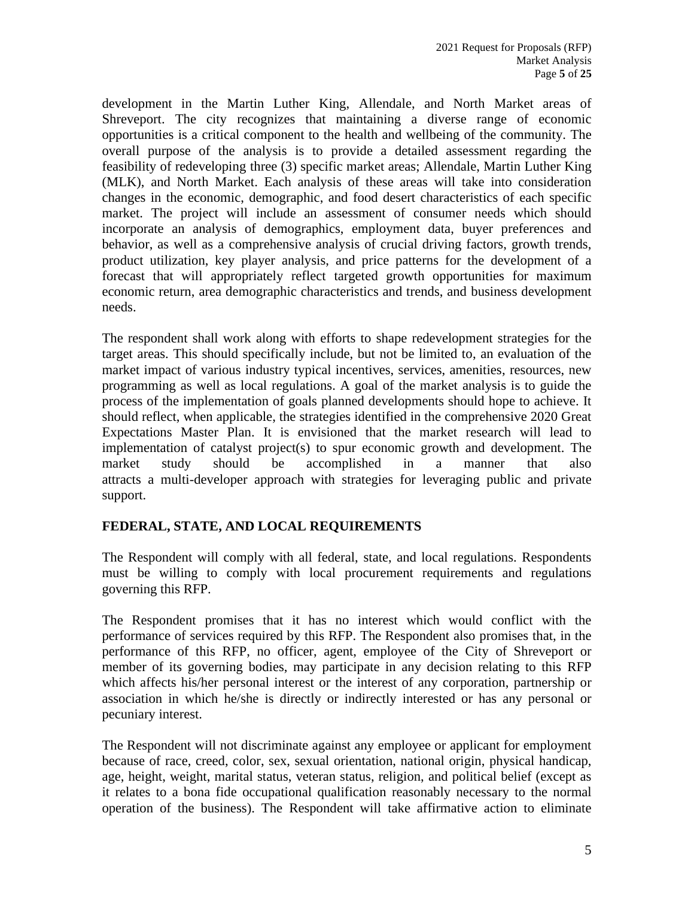development in the Martin Luther King, Allendale, and North Market areas of Shreveport. The city recognizes that maintaining a diverse range of economic opportunities is a critical component to the health and wellbeing of the community. The overall purpose of the analysis is to provide a detailed assessment regarding the feasibility of redeveloping three (3) specific market areas; Allendale, Martin Luther King (MLK), and North Market. Each analysis of these areas will take into consideration changes in the economic, demographic, and food desert characteristics of each specific market. The project will include an assessment of consumer needs which should incorporate an analysis of demographics, employment data, buyer preferences and behavior, as well as a comprehensive analysis of crucial driving factors, growth trends, product utilization, key player analysis, and price patterns for the development of a forecast that will appropriately reflect targeted growth opportunities for maximum economic return, area demographic characteristics and trends, and business development needs.

The respondent shall work along with efforts to shape redevelopment strategies for the target areas. This should specifically include, but not be limited to, an evaluation of the market impact of various industry typical incentives, services, amenities, resources, new programming as well as local regulations. A goal of the market analysis is to guide the process of the implementation of goals planned developments should hope to achieve. It should reflect, when applicable, the strategies identified in the comprehensive 2020 Great Expectations Master Plan. It is envisioned that the market research will lead to implementation of catalyst project(s) to spur economic growth and development. The market study should be accomplished in a manner that also attracts a multi-developer approach with strategies for leveraging public and private support.

## FEDERAL, STATE, AND LOCAL REQUIREMENTS

The Respondent will comply with all federal, state, and local regulations. Respondents must be willing to comply with local procurement requirements and regulations governing this RFP.

The Respondent promises that it has no interest which would conflict with the performance of services required by this RFP. The Respondent also promises that, in the performance of this RFP, no officer, agent, employee of the City of Shreveport or member of its governing bodies, may participate in any decision relating to this RFP which affects his/her personal interest or the interest of any corporation, partnership or association in which he/she is directly or indirectly interested or has any personal or pecuniary interest.

The Respondent will not discriminate against any employee or applicant for employment because of race, creed, color, sex, sexual orientation, national origin, physical handicap, age, height, weight, marital status, veteran status, religion, and political belief (except as it relates to a bona fide occupational qualification reasonably necessary to the normal operation of the business). The Respondent will take affirmative action to eliminate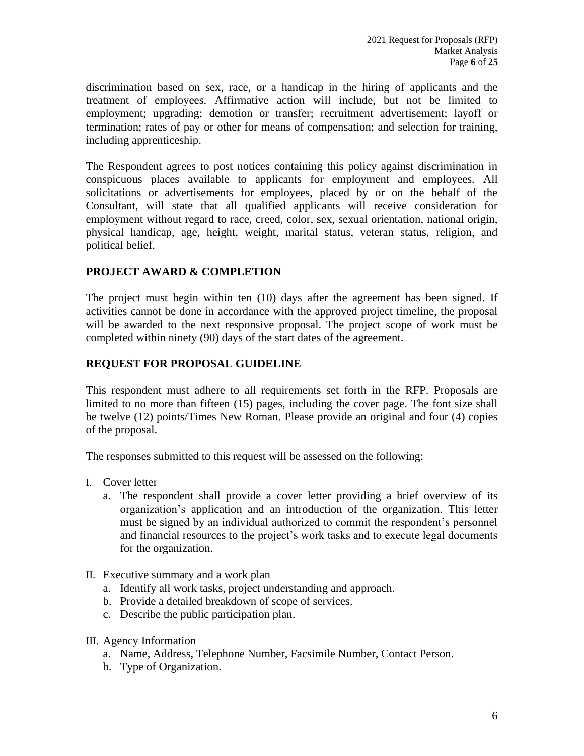discrimination based on sex, race, or a handicap in the hiring of applicants and the treatment of employees. Affirmative action will include, but not be limited to employment; upgrading; demotion or transfer; recruitment advertisement; layoff or termination; rates of pay or other for means of compensation; and selection for training, including apprenticeship.

The Respondent agrees to post notices containing this policy against discrimination in conspicuous places available to applicants for employment and employees. All solicitations or advertisements for employees, placed by or on the behalf of the Consultant, will state that all qualified applicants will receive consideration for employment without regard to race, creed, color, sex, sexual orientation, national origin, physical handicap, age, height, weight, marital status, veteran status, religion, and political belief.

## PROJECT AWARD & COMPLETION

The project must begin within ten (10) days after the agreement has been signed. If activities cannot be done in accordance with the approved project timeline, the proposal will be awarded to the next responsive proposal. The project scope of work must be completed within ninety (90) days of the start dates of the agreement.

## REQUEST FOR PROPOSAL GUIDELINE

This respondent must adhere to all requirements set forth in the RFP. Proposals are limited to no more than fifteen (15) pages, including the cover page. The font size shall be twelve (12) points/Times New Roman. Please provide an original and four (4) copies of the proposal.

The responses submitted to this request will be assessed on the following:

I. Cover letter
   a. The respondent shall provide a cover letter providing a brief overview of its organization's application and an introduction of the organization. This letter must be signed by an individual authorized to commit the respondent's personnel and financial resources to the project's work tasks and to execute legal documents for the organization.

II. Executive summary and a work plan
   a. Identify all work tasks, project understanding and approach.
   b. Provide a detailed breakdown of scope of services.
   c. Describe the public participation plan.

III. Agency Information
   a. Name, Address, Telephone Number, Facsimile Number, Contact Person.
   b. Type of Organization.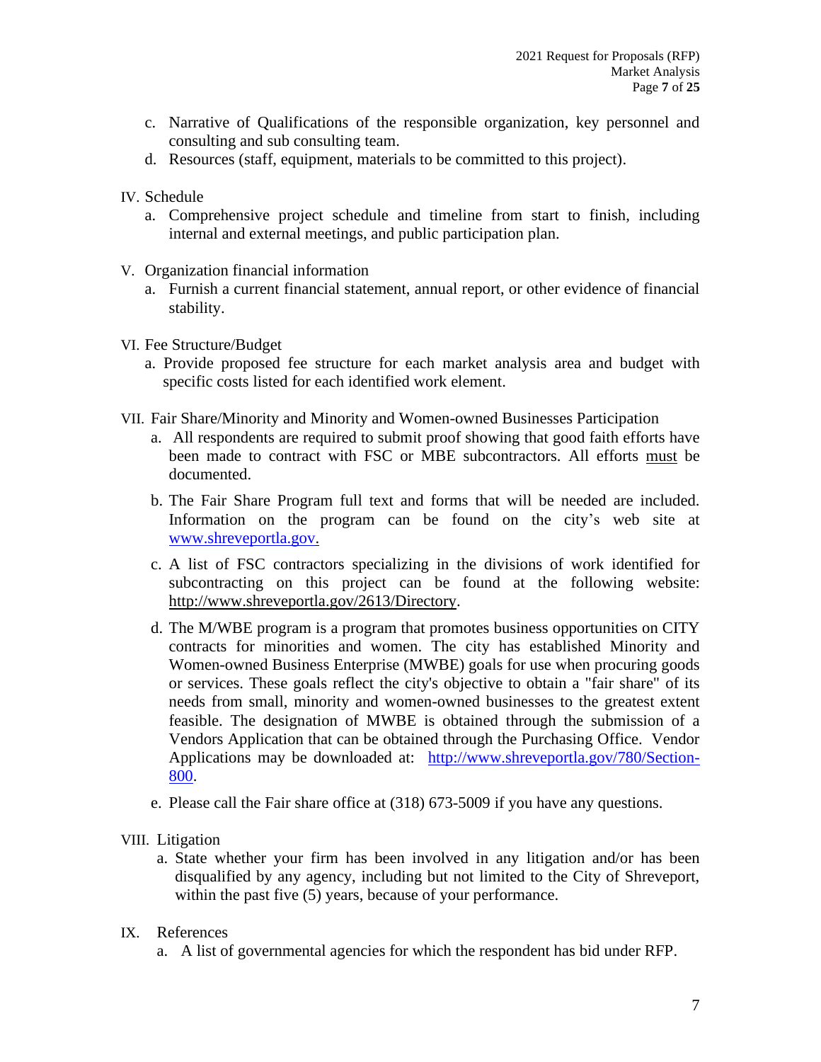c. Narrative of Qualifications of the responsible organization, key personnel and consulting and sub consulting team.

d. Resources (staff, equipment, materials to be committed to this project).

IV. Schedule

a. Comprehensive project schedule and timeline from start to finish, including internal and external meetings, and public participation plan.

V. Organization financial information

a. Furnish a current financial statement, annual report, or other evidence of financial stability.

VI. Fee Structure/Budget

a. Provide proposed fee structure for each market analysis area and budget with specific costs listed for each identified work element.

VII. Fair Share/Minority and Minority and Women-owned Businesses Participation

a. All respondents are required to submit proof showing that good faith efforts have been made to contract with FSC or MBE subcontractors. All efforts must be documented.

b. The Fair Share Program full text and forms that will be needed are included. Information on the program can be found on the city's web site at www.shreveportla.gov.

c. A list of FSC contractors specializing in the divisions of work identified for subcontracting on this project can be found at the following website: http://www.shreveportla.gov/2613/Directory.

d. The M/WBE program is a program that promotes business opportunities on CITY contracts for minorities and women. The city has established Minority and Women-owned Business Enterprise (MWBE) goals for use when procuring goods or services. These goals reflect the city's objective to obtain a "fair share" of its needs from small, minority and women-owned businesses to the greatest extent feasible. The designation of MWBE is obtained through the submission of a Vendors Application that can be obtained through the Purchasing Office. Vendor Applications may be downloaded at: http://www.shreveportla.gov/780/Section-800.

e. Please call the Fair share office at (318) 673-5009 if you have any questions.

VIII. Litigation

a. State whether your firm has been involved in any litigation and/or has been disqualified by any agency, including but not limited to the City of Shreveport, within the past five (5) years, because of your performance.

IX. References

a. A list of governmental agencies for which the respondent has bid under RFP.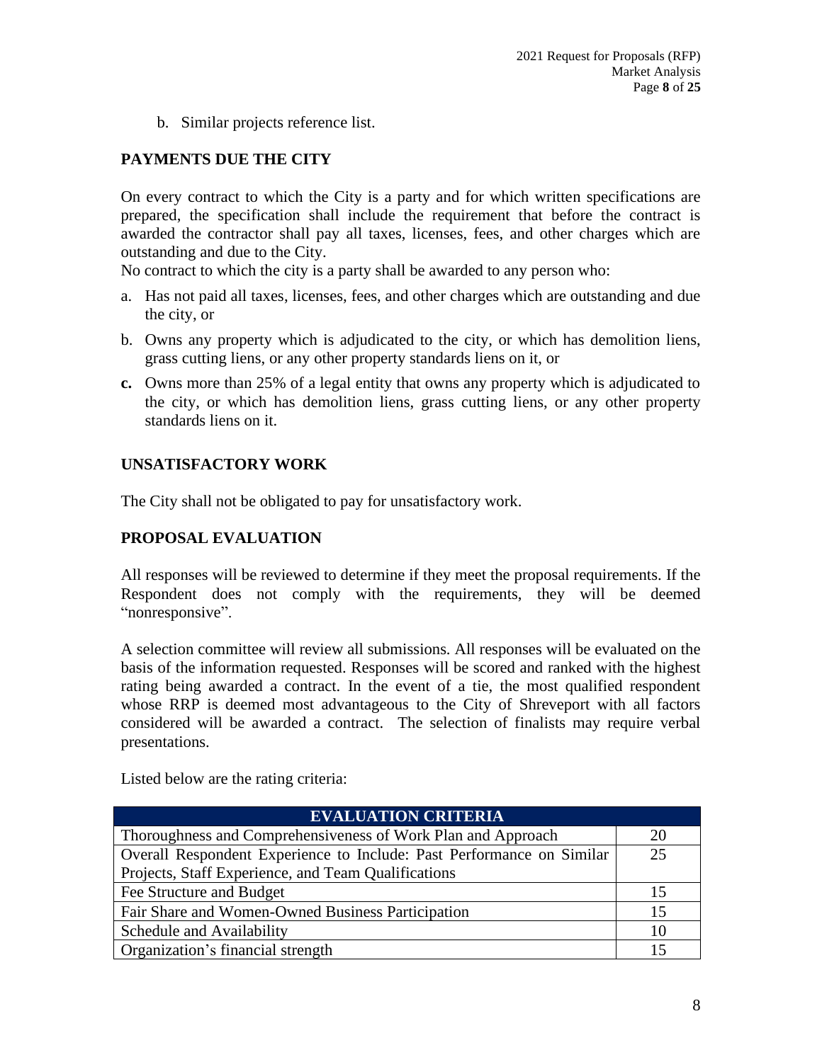b. Similar projects reference list.

## PAYMENTS DUE THE CITY

On every contract to which the City is a party and for which written specifications are prepared, the specification shall include the requirement that before the contract is awarded the contractor shall pay all taxes, licenses, fees, and other charges which are outstanding and due to the City.

No contract to which the city is a party shall be awarded to any person who:

a. Has not paid all taxes, licenses, fees, and other charges which are outstanding and due the city, or
b. Owns any property which is adjudicated to the city, or which has demolition liens, grass cutting liens, or any other property standards liens on it, or
**c.** Owns more than 25% of a legal entity that owns any property which is adjudicated to the city, or which has demolition liens, grass cutting liens, or any other property standards liens on it.

## UNSATISFACTORY WORK

The City shall not be obligated to pay for unsatisfactory work.

## PROPOSAL EVALUATION

All responses will be reviewed to determine if they meet the proposal requirements. If the Respondent does not comply with the requirements, they will be deemed "nonresponsive".

A selection committee will review all submissions. All responses will be evaluated on the basis of the information requested. Responses will be scored and ranked with the highest rating being awarded a contract. In the event of a tie, the most qualified respondent whose RRP is deemed most advantageous to the City of Shreveport with all factors considered will be awarded a contract. The selection of finalists may require verbal presentations.

Listed below are the rating criteria:

| EVALUATION CRITERIA | |
|---|---|
| Thoroughness and Comprehensiveness of Work Plan and Approach | 20 |
| Overall Respondent Experience to Include: Past Performance on Similar Projects, Staff Experience, and Team Qualifications | 25 |
| Fee Structure and Budget | 15 |
| Fair Share and Women-Owned Business Participation | 15 |
| Schedule and Availability | 10 |
| Organization's financial strength | 15 |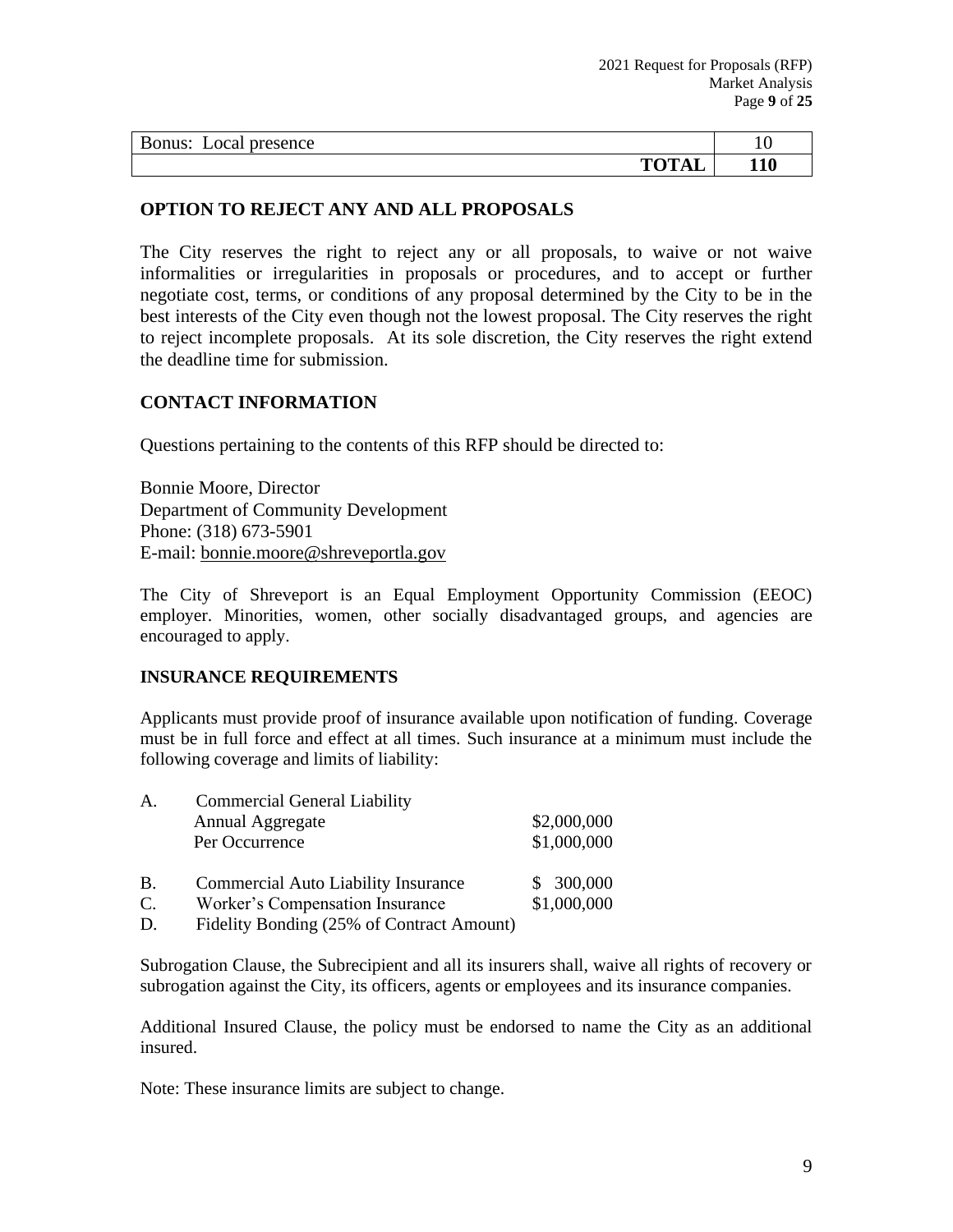| Bonus: Local presence | 10 |
| --- | --- |
| **TOTAL** | **110** |

## OPTION TO REJECT ANY AND ALL PROPOSALS

The City reserves the right to reject any or all proposals, to waive or not waive informalities or irregularities in proposals or procedures, and to accept or further negotiate cost, terms, or conditions of any proposal determined by the City to be in the best interests of the City even though not the lowest proposal. The City reserves the right to reject incomplete proposals. At its sole discretion, the City reserves the right extend the deadline time for submission.

## CONTACT INFORMATION

Questions pertaining to the contents of this RFP should be directed to:

Bonnie Moore, Director
Department of Community Development
Phone: (318) 673-5901
E-mail: bonnie.moore@shreveportla.gov

The City of Shreveport is an Equal Employment Opportunity Commission (EEOC) employer. Minorities, women, other socially disadvantaged groups, and agencies are encouraged to apply.

## INSURANCE REQUIREMENTS

Applicants must provide proof of insurance available upon notification of funding. Coverage must be in full force and effect at all times. Such insurance at a minimum must include the following coverage and limits of liability:

A. Commercial General Liability
   - Annual Aggregate — $2,000,000
   - Per Occurrence — $1,000,000

B. Commercial Auto Liability Insurance — $ 300,000

C. Worker's Compensation Insurance — $1,000,000

D. Fidelity Bonding (25% of Contract Amount)

Subrogation Clause, the Subrecipient and all its insurers shall, waive all rights of recovery or subrogation against the City, its officers, agents or employees and its insurance companies.

Additional Insured Clause, the policy must be endorsed to name the City as an additional insured.

Note: These insurance limits are subject to change.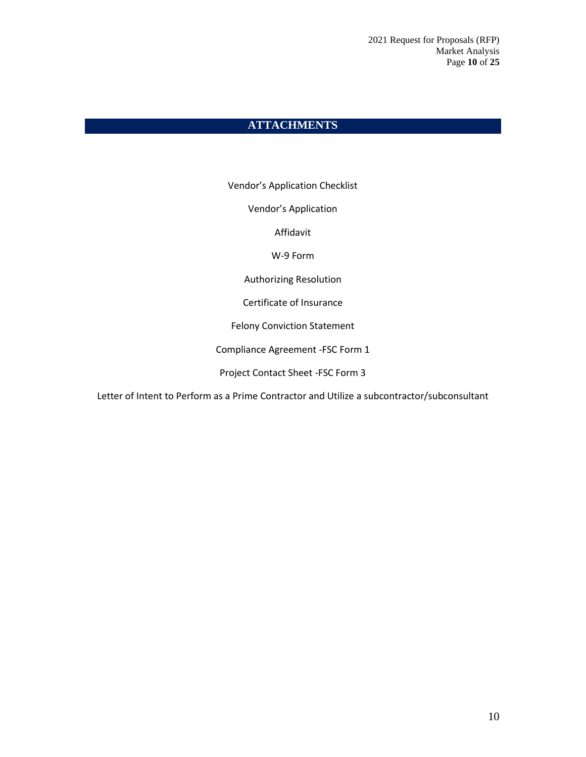## ATTACHMENTS

Vendor's Application Checklist

Vendor's Application

Affidavit

W-9 Form

Authorizing Resolution

Certificate of Insurance

Felony Conviction Statement

Compliance Agreement -FSC Form 1

Project Contact Sheet -FSC Form 3

Letter of Intent to Perform as a Prime Contractor and Utilize a subcontractor/subconsultant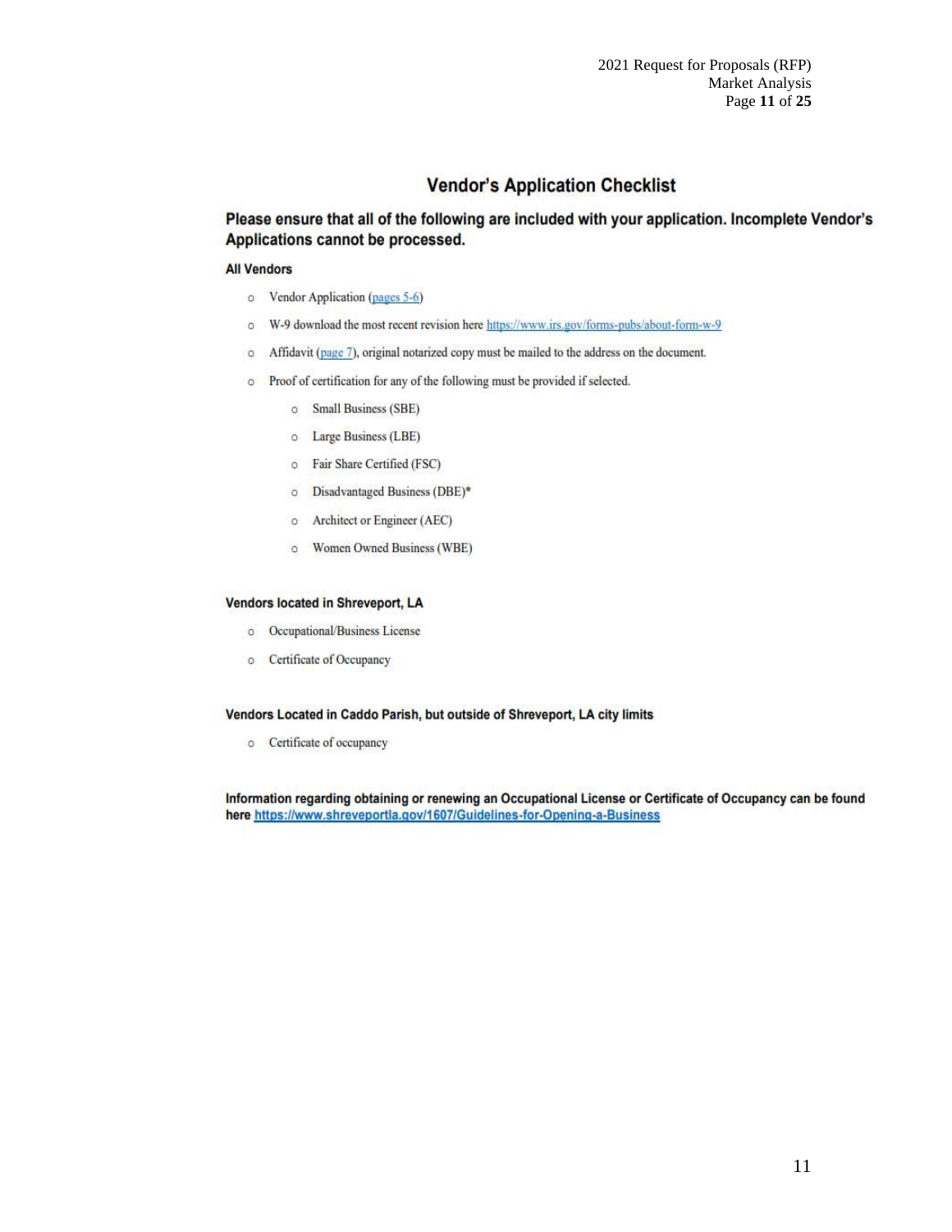## Vendor's Application Checklist

**Please ensure that all of the following are included with your application. Incomplete Vendor's Applications cannot be processed.**

**All Vendors**

- Vendor Application (pages 5-6)
- W-9 download the most recent revision here https://www.irs.gov/forms-pubs/about-form-w-9
- Affidavit (page 7), original notarized copy must be mailed to the address on the document.
- Proof of certification for any of the following must be provided if selected.
  - Small Business (SBE)
  - Large Business (LBE)
  - Fair Share Certified (FSC)
  - Disadvantaged Business (DBE)*
  - Architect or Engineer (AEC)
  - Women Owned Business (WBE)

**Vendors located in Shreveport, LA**

- Occupational/Business License
- Certificate of Occupancy

**Vendors Located in Caddo Parish, but outside of Shreveport, LA city limits**

- Certificate of occupancy

**Information regarding obtaining or renewing an Occupational License or Certificate of Occupancy can be found here https://www.shreveportla.gov/1607/Guidelines-for-Opening-a-Business**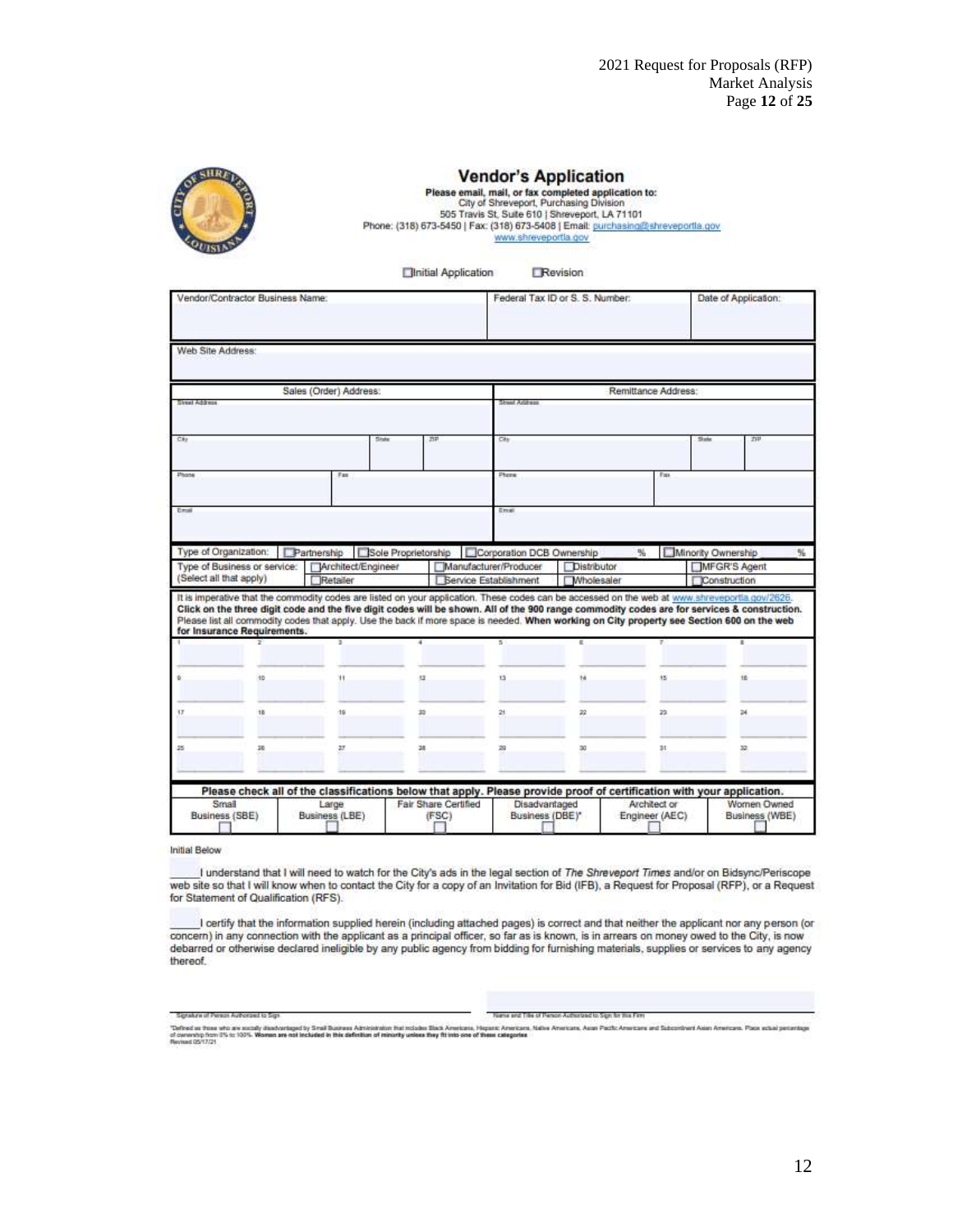# Vendor's Application

**Please email, mail, or fax completed application to:**
City of Shreveport, Purchasing Division
505 Travis St, Suite 610 | Shreveport, LA 71101
Phone: (318) 673-5450 | Fax: (318) 673-5408 | Email: purchasing@shreveportla.gov
www.shreveportla.gov

☐ Initial Application ☐ Revision

| Vendor/Contractor Business Name: | Federal Tax ID or S. S. Number: | Date of Application: |
|---|---|---|
| | | |

| Web Site Address: |
|---|
| |

| Sales (Order) Address: | | | Remittance Address: | | |
|---|---|---|---|---|---|
| Street Address | | | Street Address | | |
| City | State | ZIP | City | State | ZIP |
| Phone | Fax | | Phone | Fax | |
| Email | | | Email | | |

Type of Organization: ☐ Partnership ☐ Sole Proprietorship ☐ Corporation DCB Ownership ___% ☐ Minority Ownership ___%

Type of Business or service: (Select all that apply) ☐ Architect/Engineer ☐ Retailer ☐ Manufacturer/Producer ☐ Service Establishment ☐ Distributor ☐ Wholesaler ☐ MFGR'S Agent ☐ Construction

It is imperative that the commodity codes are listed on your application. These codes can be accessed on the web at www.shreveportla.gov/2626. **Click on the three digit code and the five digit codes will be shown. All of the 900 range commodity codes are for services & construction.** Please list all commodity codes that apply. Use the back if more space is needed. **When working on City property see Section 600 on the web for Insurance Requirements.**

| 1 | 2 | 3 | 4 | 5 | 6 | 7 | 8 |
|---|---|---|---|---|---|---|---|
| 9 | 10 | 11 | 12 | 13 | 14 | 15 | 16 |
| 17 | 18 | 19 | 20 | 21 | 22 | 23 | 24 |
| 25 | 26 | 27 | 28 | 29 | 30 | 31 | 32 |

**Please check all of the classifications below that apply. Please provide proof of certification with your application.**

| Small Business (SBE) | Large Business (LBE) | Fair Share Certified (FSC) | Disadvantaged Business (DBE)* | Architect or Engineer (AEC) | Women Owned Business (WBE) |
|---|---|---|---|---|---|
| ☐ | ☐ | ☐ | ☐ | ☐ | ☐ |

Initial Below

_____ I understand that I will need to watch for the City's ads in the legal section of *The Shreveport Times* and/or on Bidsync/Periscope web site so that I will know when to contact the City for a copy of an Invitation for Bid (IFB), a Request for Proposal (RFP), or a Request for Statement of Qualification (RFS).

_____ I certify that the information supplied herein (including attached pages) is correct and that neither the applicant nor any person (or concern) in any connection with the applicant as a principal officer, so far as is known, is in arrears on money owed to the City, is now debarred or otherwise declared ineligible by any public agency from bidding for furnishing materials, supplies or services to any agency thereof.

Signature of Person Authorized to Sign ______________________ Name and Title of Person Authorized to Sign for this Firm ______________________

*Defined as those who are socially disadvantaged by Small Business Administration that includes Black Americans, Hispanic Americans, Native Americans, Asian Pacific Americans and Subcontinent Asian Americans. Place actual percentage of ownership from 0% to 100%. **Women are not included in this definition of minority unless they fit into one of these categories**
Revised 05/17/21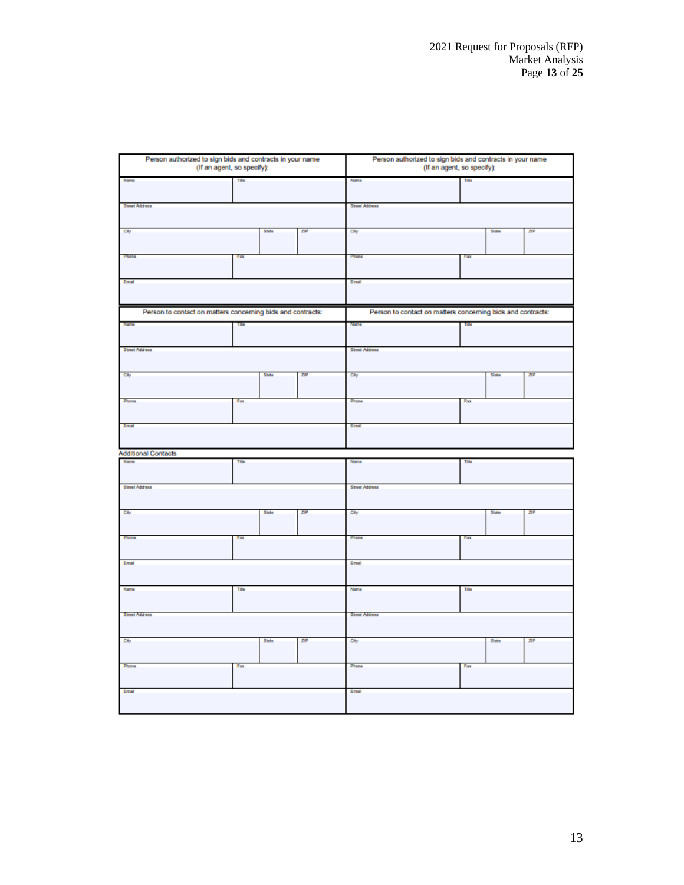| Person authorized to sign bids and contracts in your name (If an agent, so specify): | | | Person authorized to sign bids and contracts in your name (If an agent, so specify): | | |
|---|---|---|---|---|---|
| Name | Title | | Name | Title | |
| Street Address | | | Street Address | | |
| City | State | ZIP | City | State | ZIP |
| Phone | Fax | | Phone | Fax | |
| Email | | | Email | | |

| Person to contact on matters concerning bids and contracts: | | | Person to contact on matters concerning bids and contracts: | | |
|---|---|---|---|---|---|
| Name | Title | | Name | Title | |
| Street Address | | | Street Address | | |
| City | State | ZIP | City | State | ZIP |
| Phone | Fax | | Phone | Fax | |
| Email | | | Email | | |

Additional Contacts

| Name | Title | | Name | Title | |
|---|---|---|---|---|---|
| Street Address | | | Street Address | | |
| City | State | ZIP | City | State | ZIP |
| Phone | Fax | | Phone | Fax | |
| Email | | | Email | | |
| Name | Title | | Name | Title | |
| Street Address | | | Street Address | | |
| City | State | ZIP | City | State | ZIP |
| Phone | Fax | | Phone | Fax | |
| Email | | | Email | | |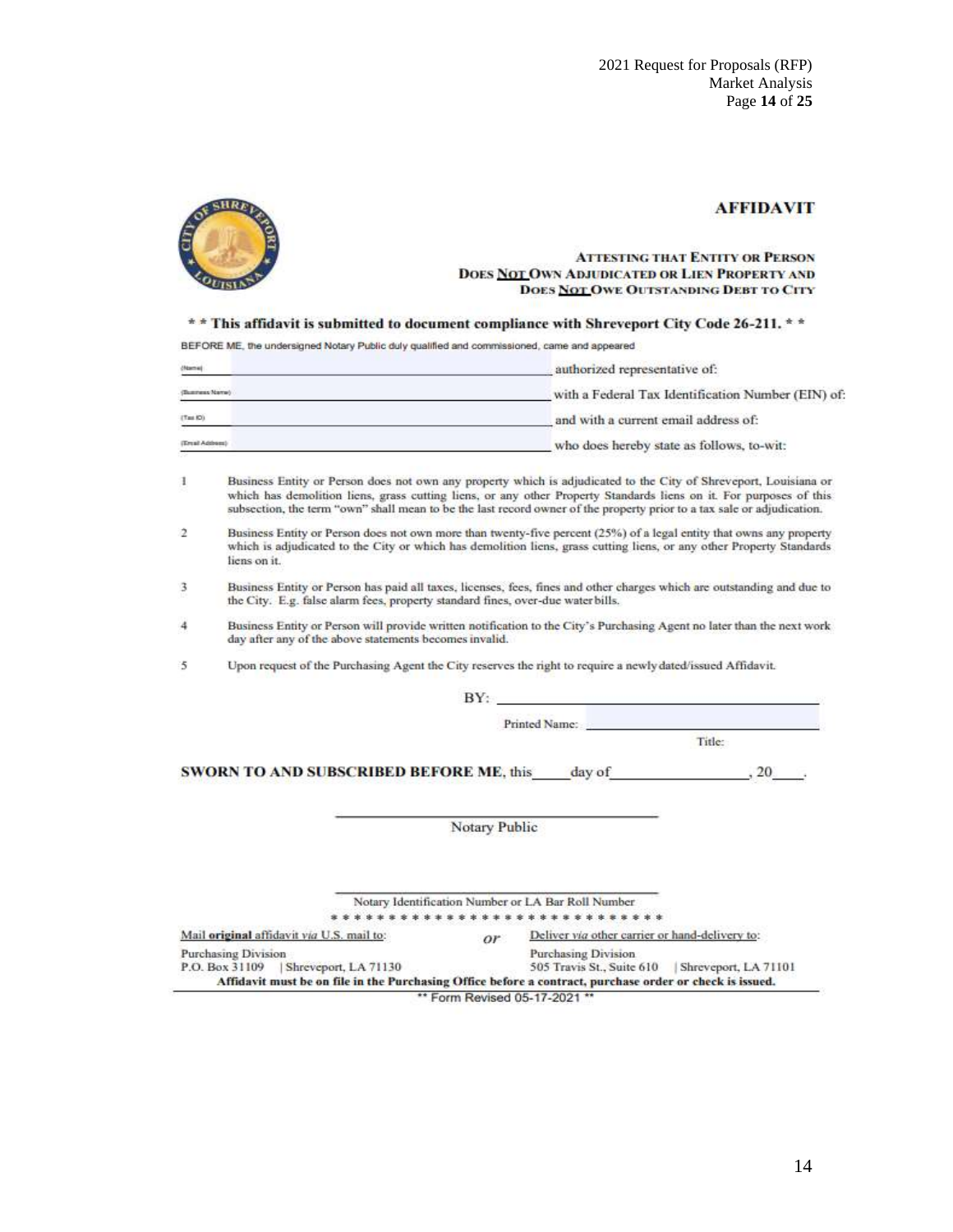# AFFIDAVIT

**ATTESTING THAT ENTITY OR PERSON DOES NOT OWN ADJUDICATED OR LIEN PROPERTY AND DOES NOT OWE OUTSTANDING DEBT TO CITY**

**\* \* This affidavit is submitted to document compliance with Shreveport City Code 26-211. \* \***

BEFORE ME, the undersigned Notary Public duly qualified and commissioned, came and appeared

(Name) ______________________________ authorized representative of:

(Business Name) ______________________________ with a Federal Tax Identification Number (EIN) of:

(Tax ID) ______________________________ and with a current email address of:

(Email Address) ______________________________ who does hereby state as follows, to-wit:

1. Business Entity or Person does not own any property which is adjudicated to the City of Shreveport, Louisiana or which has demolition liens, grass cutting liens, or any other Property Standards liens on it. For purposes of this subsection, the term "own" shall mean to be the last record owner of the property prior to a tax sale or adjudication.
2. Business Entity or Person does not own more than twenty-five percent (25%) of a legal entity that owns any property which is adjudicated to the City or which has demolition liens, grass cutting liens, or any other Property Standards liens on it.
3. Business Entity or Person has paid all taxes, licenses, fees, fines and other charges which are outstanding and due to the City. E.g. false alarm fees, property standard fines, over-due water bills.
4. Business Entity or Person will provide written notification to the City's Purchasing Agent no later than the next work day after any of the above statements becomes invalid.
5. Upon request of the Purchasing Agent the City reserves the right to require a newly dated/issued Affidavit.

BY: ______________________________

Printed Name: ______________________________

Title:

**SWORN TO AND SUBSCRIBED BEFORE ME**, this_____day of__________________, 20____.

______________________________
Notary Public

______________________________
Notary Identification Number or LA Bar Roll Number

\* \* \* \* \* \* \* \* \* \* \* \* \* \* \* \* \* \* \* \* \* \* \* \* \* \* \* \* \* \*

Mail **original** affidavit *via* U.S. mail to:
Purchasing Division
P.O. Box 31109 | Shreveport, LA 71130

*or*

Deliver *via* other carrier or hand-delivery to:
Purchasing Division
505 Travis St., Suite 610 | Shreveport, LA 71101

**Affidavit must be on file in the Purchasing Office before a contract, purchase order or check is issued.**

\*\* Form Revised 05-17-2021 \*\*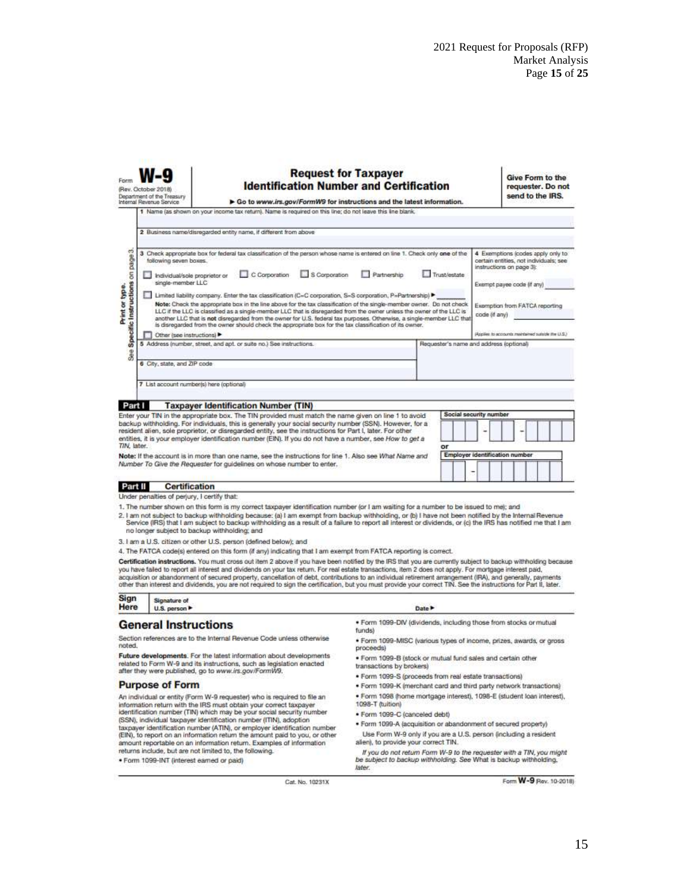Form **W-9**
(Rev. October 2018)
Department of the Treasury
Internal Revenue Service

# Request for Taxpayer Identification Number and Certification

▶ Go to *www.irs.gov/FormW9* for instructions and the latest information.

**Give Form to the requester. Do not send to the IRS.**

1 Name (as shown on your income tax return). Name is required on this line; do not leave this line blank.

2 Business name/disregarded entity name, if different from above

3 Check appropriate box for federal tax classification of the person whose name is entered on line 1. Check only **one** of the following seven boxes.

☐ Individual/sole proprietor or single-member LLC ☐ C Corporation ☐ S Corporation ☐ Partnership ☐ Trust/estate

☐ Limited liability company. Enter the tax classification (C=C corporation, S=S corporation, P=Partnership) ▶ ______

**Note:** Check the appropriate box in the line above for the tax classification of the single-member owner. Do not check LLC if the LLC is classified as a single-member LLC that is disregarded from the owner unless the owner of the LLC is another LLC that is **not** disregarded from the owner for U.S. federal tax purposes. Otherwise, a single-member LLC that is disregarded from the owner should check the appropriate box for the tax classification of its owner.

☐ Other (see instructions) ▶

4 Exemptions (codes apply only to certain entities, not individuals; see instructions on page 3):

Exempt payee code (if any) ______

Exemption from FATCA reporting code (if any) ______

(Applies to accounts maintained outside the U.S.)

5 Address (number, street, and apt. or suite no.) See instructions.

Requester's name and address (optional)

6 City, state, and ZIP code

7 List account number(s) here (optional)

Print or type. See **Specific Instructions** on page 3.

## Part I Taxpayer Identification Number (TIN)

Enter your TIN in the appropriate box. The TIN provided must match the name given on line 1 to avoid backup withholding. For individuals, this is generally your social security number (SSN). However, for a resident alien, sole proprietor, or disregarded entity, see the instructions for Part I, later. For other entities, it is your employer identification number (EIN). If you do not have a number, see *How to get a TIN,* later.

**Note:** If the account is in more than one name, see the instructions for line 1. Also see *What Name and Number To Give the Requester* for guidelines on whose number to enter.

**Social security number** ☐☐☐ – ☐☐ – ☐☐☐☐

or

**Employer identification number** ☐☐ – ☐☐☐☐☐☐☐

## Part II Certification

Under penalties of perjury, I certify that:

1. The number shown on this form is my correct taxpayer identification number (or I am waiting for a number to be issued to me); and
2. I am not subject to backup withholding because: (a) I am exempt from backup withholding, or (b) I have not been notified by the Internal Revenue Service (IRS) that I am subject to backup withholding as a result of a failure to report all interest or dividends, or (c) the IRS has notified me that I am no longer subject to backup withholding; and
3. I am a U.S. citizen or other U.S. person (defined below); and
4. The FATCA code(s) entered on this form (if any) indicating that I am exempt from FATCA reporting is correct.

**Certification instructions.** You must cross out item 2 above if you have been notified by the IRS that you are currently subject to backup withholding because you have failed to report all interest and dividends on your tax return. For real estate transactions, item 2 does not apply. For mortgage interest paid, acquisition or abandonment of secured property, cancellation of debt, contributions to an individual retirement arrangement (IRA), and generally, payments other than interest and dividends, you are not required to sign the certification, but you must provide your correct TIN. See the instructions for Part II, later.

**Sign Here** Signature of U.S. person ▶ Date ▶

## General Instructions

Section references are to the Internal Revenue Code unless otherwise noted.

**Future developments.** For the latest information about developments related to Form W-9 and its instructions, such as legislation enacted after they were published, go to *www.irs.gov/FormW9.*

### Purpose of Form

An individual or entity (Form W-9 requester) who is required to file an information return with the IRS must obtain your correct taxpayer identification number (TIN) which may be your social security number (SSN), individual taxpayer identification number (ITIN), adoption taxpayer identification number (ATIN), or employer identification number (EIN), to report on an information return the amount paid to you, or other amount reportable on an information return. Examples of information returns include, but are not limited to, the following.

- Form 1099-INT (interest earned or paid)
- Form 1099-DIV (dividends, including those from stocks or mutual funds)
- Form 1099-MISC (various types of income, prizes, awards, or gross proceeds)
- Form 1099-B (stock or mutual fund sales and certain other transactions by brokers)
- Form 1099-S (proceeds from real estate transactions)
- Form 1099-K (merchant card and third party network transactions)
- Form 1098 (home mortgage interest), 1098-E (student loan interest), 1098-T (tuition)
- Form 1099-C (canceled debt)
- Form 1099-A (acquisition or abandonment of secured property)

Use Form W-9 only if you are a U.S. person (including a resident alien), to provide your correct TIN.

*If you do not return Form W-9 to the requester with a TIN, you might be subject to backup withholding. See* What is backup withholding, *later.*

Cat. No. 10231X Form **W-9** (Rev. 10-2018)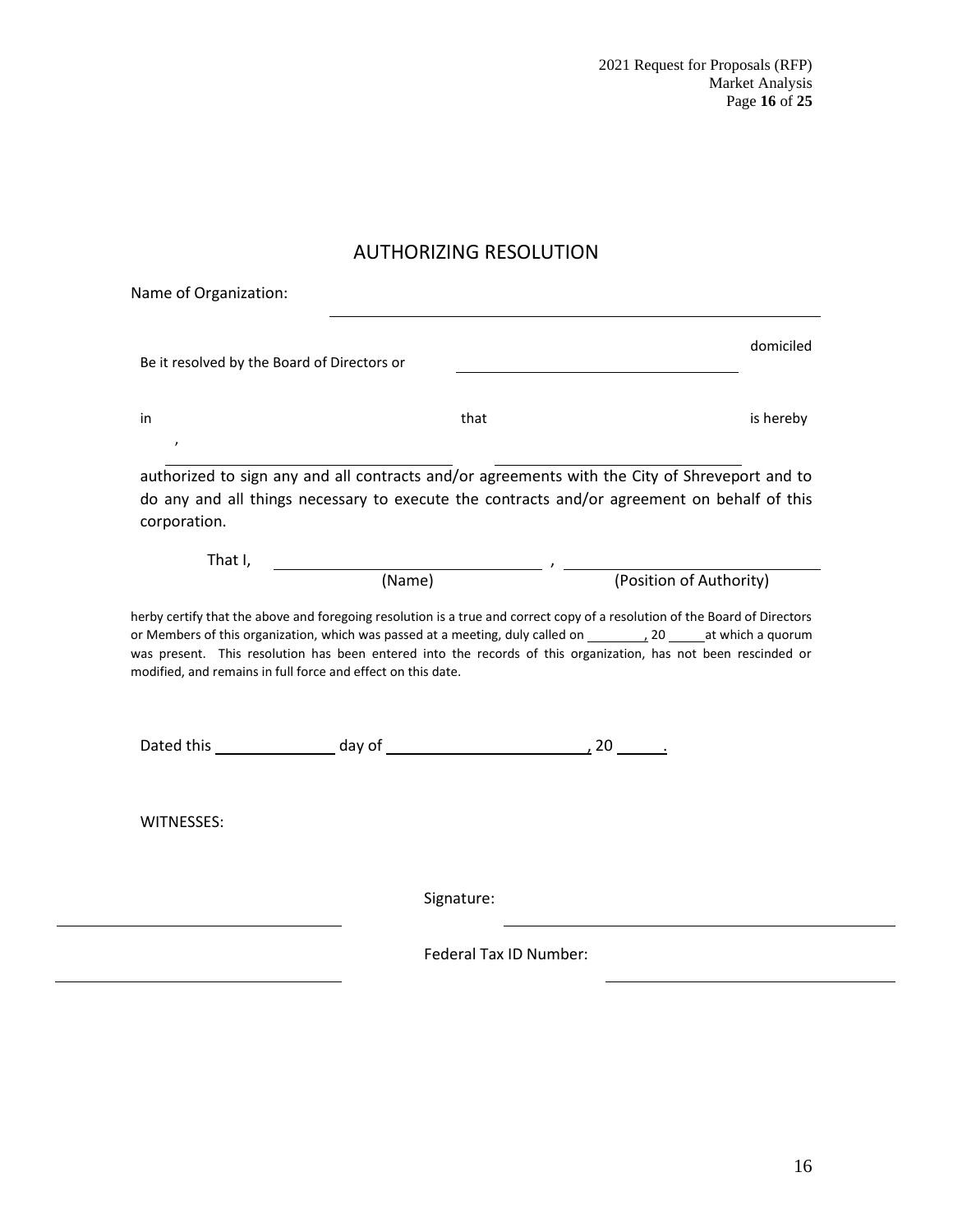## AUTHORIZING RESOLUTION

Name of Organization: ______________________________________________

Be it resolved by the Board of Directors or ______________________________ domiciled

in ______________________________ that ______________________________ is hereby ,

authorized to sign any and all contracts and/or agreements with the City of Shreveport and to do any and all things necessary to execute the contracts and/or agreement on behalf of this corporation.

That I, ______________________________ , ______________________________

(Name) (Position of Authority)

herby certify that the above and foregoing resolution is a true and correct copy of a resolution of the Board of Directors or Members of this organization, which was passed at a meeting, duly called on ________, 20 _____ at which a quorum was present. This resolution has been entered into the records of this organization, has not been rescinded or modified, and remains in full force and effect on this date.

Dated this ______________ day of ________________________, 20 ______.

WITNESSES:

______________________________ Signature: ______________________________

______________________________ Federal Tax ID Number: ______________________________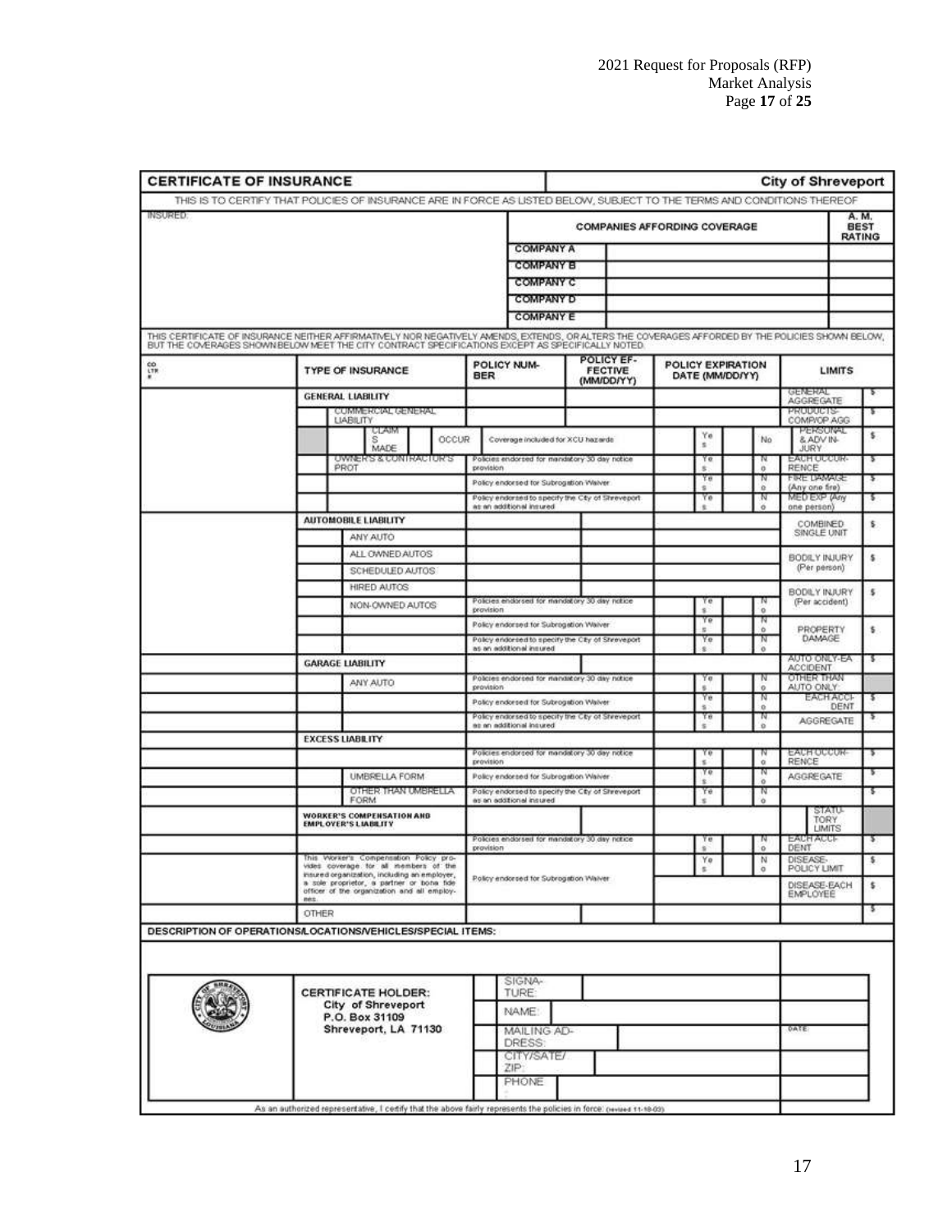# CERTIFICATE OF INSURANCE — City of Shreveport

THIS IS TO CERTIFY THAT POLICIES OF INSURANCE ARE IN FORCE AS LISTED BELOW, SUBJECT TO THE TERMS AND CONDITIONS THEREOF

| INSURED: | COMPANIES AFFORDING COVERAGE | | A. M. BEST RATING |
|---|---|---|---|
| | COMPANY A | | |
| | COMPANY B | | |
| | COMPANY C | | |
| | COMPANY D | | |
| | COMPANY E | | |

THIS CERTIFICATE OF INSURANCE NEITHER AFFIRMATIVELY NOR NEGATIVELY AMENDS, EXTENDS, OR ALTERS THE COVERAGES AFFORDED BY THE POLICIES SHOWN BELOW, BUT THE COVERAGES SHOWN BELOW MEET THE CITY CONTRACT SPECIFICATIONS EXCEPT AS SPECIFICALLY NOTED.

| CO LTR # | TYPE OF INSURANCE | POLICY NUMBER | POLICY EFFECTIVE (MM/DD/YY) | POLICY EXPIRATION DATE (MM/DD/YY) | | | LIMITS | |
|---|---|---|---|---|---|---|---|---|
| | GENERAL LIABILITY | | | | | | GENERAL AGGREGATE | $ |
| | COMMERCIAL GENERAL LIABILITY | | | | | | PRODUCTS-COMP/OP AGG | $ |
| | CLAIMS MADE / OCCUR | Coverage included for XCU hazards | | | Yes | No | PERSONAL & ADV INJURY | $ |
| | OWNER'S & CONTRACTOR'S PROT | Policies endorsed for mandatory 30 day notice provision | | | Yes | No | EACH OCCURRENCE | $ |
| | | Policy endorsed for Subrogation Waiver | | | Yes | No | FIRE DAMAGE (Any one fire) | $ |
| | | Policy endorsed to specify the City of Shreveport as an additional insured | | | Yes | No | MED EXP (Any one person) | $ |
| | AUTOMOBILE LIABILITY | | | | | | COMBINED SINGLE UNIT | $ |
| | ANY AUTO | | | | | | | |
| | ALL OWNED AUTOS | | | | | | BODILY INJURY (Per person) | $ |
| | SCHEDULED AUTOS | | | | | | | |
| | HIRED AUTOS | | | | | | BODILY INJURY (Per accident) | $ |
| | NON-OWNED AUTOS | Policies endorsed for mandatory 30 day notice provision | | | Yes | No | | |
| | | Policy endorsed for Subrogation Waiver | | | Yes | No | PROPERTY DAMAGE | $ |
| | | Policy endorsed to specify the City of Shreveport as an additional insured | | | Yes | No | | |
| | GARAGE LIABILITY | | | | | | AUTO ONLY-EA ACCIDENT | $ |
| | ANY AUTO | Policies endorsed for mandatory 30 day notice provision | | | Yes | No | OTHER THAN AUTO ONLY: | |
| | | Policy endorsed for Subrogation Waiver | | | Yes | No | EACH ACCIDENT | $ |
| | | Policy endorsed to specify the City of Shreveport as an additional insured | | | Yes | No | AGGREGATE | $ |
| | EXCESS LIABILITY | | | | | | | |
| | | Policies endorsed for mandatory 30 day notice provision | | | Yes | No | EACH OCCURRENCE | $ |
| | UMBRELLA FORM | Policy endorsed for Subrogation Waiver | | | Yes | No | AGGREGATE | $ |
| | OTHER THAN UMBRELLA FORM | Policy endorsed to specify the City of Shreveport as an additional insured | | | Yes | No | | $ |
| | WORKER'S COMPENSATION AND EMPLOYER'S LIABILITY | | | | | | STATUTORY LIMITS | |
| | | Policies endorsed for mandatory 30 day notice provision | | | Yes | No | EACH ACCIDENT | $ |
| | This Worker's Compensation Policy provides coverage for all members of the insured organization, including an employer, a sole proprietor, a partner or bona fide officer of the organization and all employees. | Policy endorsed for Subrogation Waiver | | | Yes | No | DISEASE-POLICY LIMIT | $ |
| | | | | | | | DISEASE-EACH EMPLOYEE | $ |
| | OTHER | | | | | | | $ |

**DESCRIPTION OF OPERATIONS/LOCATIONS/VEHICLES/SPECIAL ITEMS:**

| CERTIFICATE HOLDER: | | |
|---|---|---|
| City of Shreveport<br>P.O. Box 31109<br>Shreveport, LA 71130 | SIGNATURE: | |
| | NAME: | |
| | MAILING ADDRESS: | DATE: |
| | CITY/STATE/ZIP: | |
| | PHONE: | |

As an authorized representative, I certify that the above fairly represents the policies in force. (revised 11-18-03)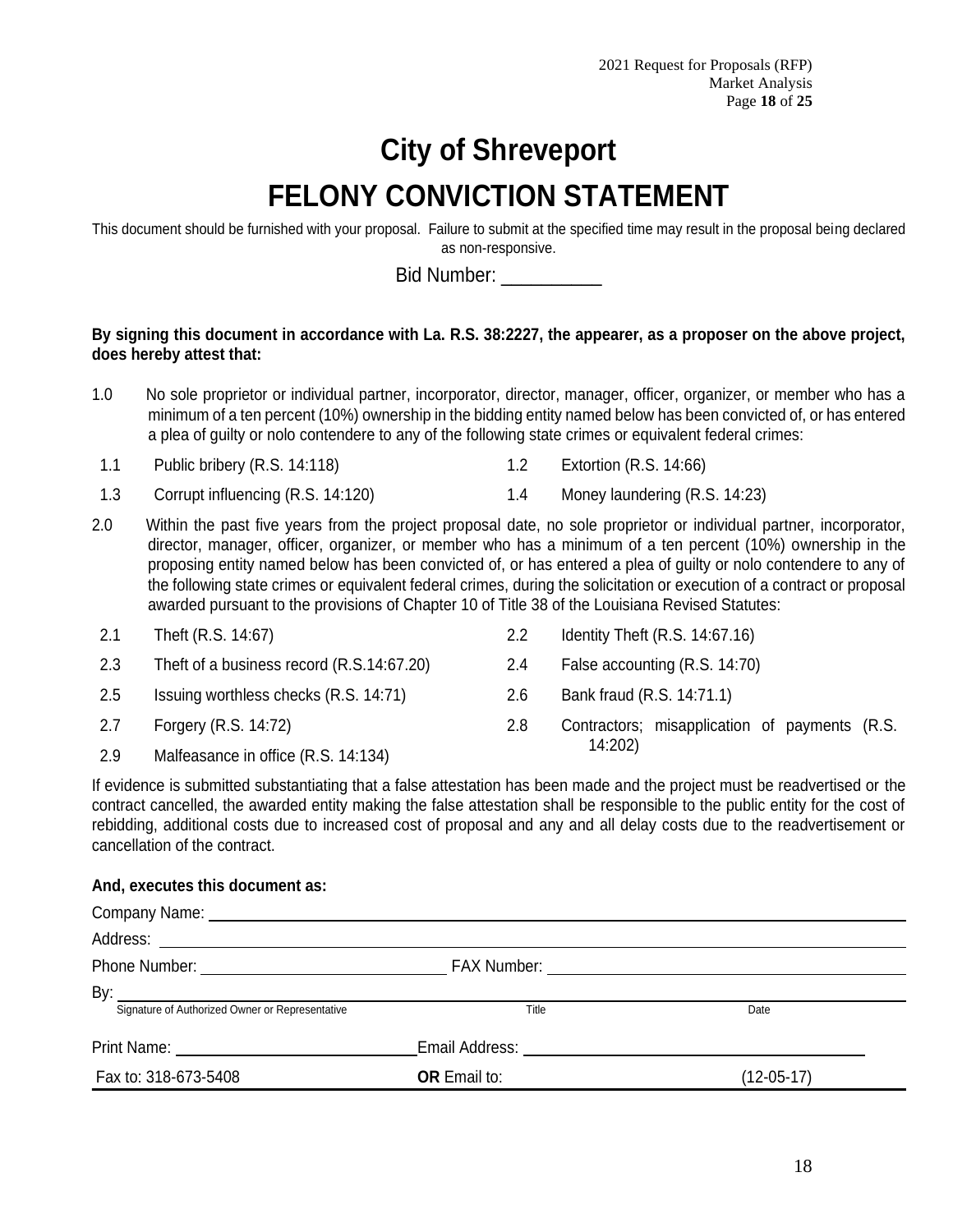# City of Shreveport

# FELONY CONVICTION STATEMENT

This document should be furnished with your proposal. Failure to submit at the specified time may result in the proposal being declared as non-responsive.

Bid Number: __________

**By signing this document in accordance with La. R.S. 38:2227, the appearer, as a proposer on the above project, does hereby attest that:**

1.0 No sole proprietor or individual partner, incorporator, director, manager, officer, organizer, or member who has a minimum of a ten percent (10%) ownership in the bidding entity named below has been convicted of, or has entered a plea of guilty or nolo contendere to any of the following state crimes or equivalent federal crimes:

- 1.1 Public bribery (R.S. 14:118)
- 1.2 Extortion (R.S. 14:66)
- 1.3 Corrupt influencing (R.S. 14:120)
- 1.4 Money laundering (R.S. 14:23)

2.0 Within the past five years from the project proposal date, no sole proprietor or individual partner, incorporator, director, manager, officer, organizer, or member who has a minimum of a ten percent (10%) ownership in the proposing entity named below has been convicted of, or has entered a plea of guilty or nolo contendere to any of the following state crimes or equivalent federal crimes, during the solicitation or execution of a contract or proposal awarded pursuant to the provisions of Chapter 10 of Title 38 of the Louisiana Revised Statutes:

- 2.1 Theft (R.S. 14:67)
- 2.2 Identity Theft (R.S. 14:67.16)
- 2.3 Theft of a business record (R.S.14:67.20)
- 2.4 False accounting (R.S. 14:70)
- 2.5 Issuing worthless checks (R.S. 14:71)
- 2.6 Bank fraud (R.S. 14:71.1)
- 2.7 Forgery (R.S. 14:72)
- 2.8 Contractors; misapplication of payments (R.S. 14:202)
- 2.9 Malfeasance in office (R.S. 14:134)

If evidence is submitted substantiating that a false attestation has been made and the project must be readvertised or the contract cancelled, the awarded entity making the false attestation shall be responsible to the public entity for the cost of rebidding, additional costs due to increased cost of proposal and any and all delay costs due to the readvertisement or cancellation of the contract.

**And, executes this document as:**

Company Name: ______________________________

Address: ______________________________

Phone Number: ______________________________ FAX Number: ______________________________

By: ______________________________
Signature of Authorized Owner or Representative — Title — Date

Print Name: ______________________________ Email Address: ______________________________

Fax to: 318-673-5408 **OR** Email to: (12-05-17)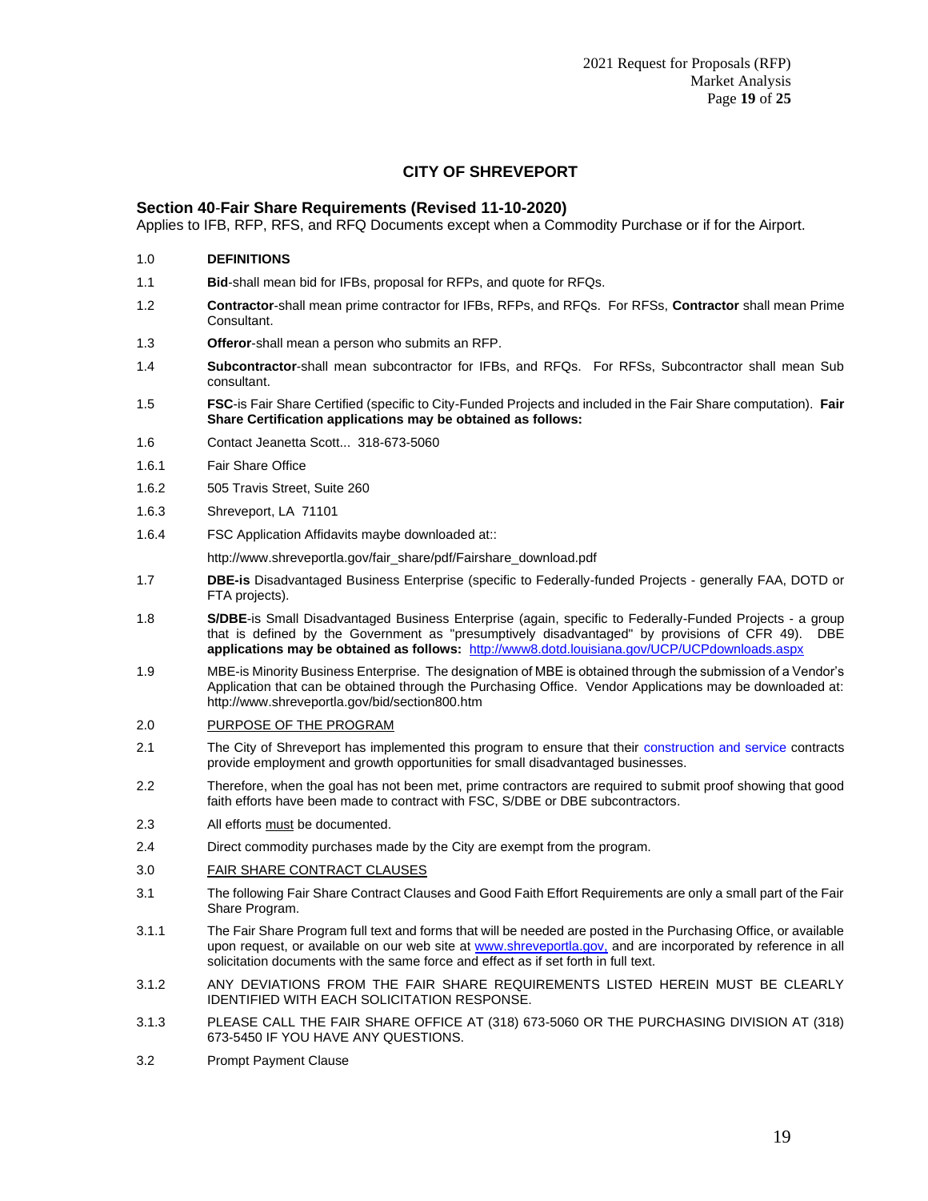## CITY OF SHREVEPORT

### Section 40-Fair Share Requirements (Revised 11-10-2020)

Applies to IFB, RFP, RFS, and RFQ Documents except when a Commodity Purchase or if for the Airport.

1.0 **DEFINITIONS**

1.1 **Bid**-shall mean bid for IFBs, proposal for RFPs, and quote for RFQs.

1.2 **Contractor**-shall mean prime contractor for IFBs, RFPs, and RFQs. For RFSs, **Contractor** shall mean Prime Consultant.

1.3 **Offeror**-shall mean a person who submits an RFP.

1.4 **Subcontractor**-shall mean subcontractor for IFBs, and RFQs. For RFSs, Subcontractor shall mean Sub consultant.

1.5 **FSC**-is Fair Share Certified (specific to City-Funded Projects and included in the Fair Share computation). **Fair Share Certification applications may be obtained as follows:**

1.6 Contact Jeanetta Scott... 318-673-5060

1.6.1 Fair Share Office

1.6.2 505 Travis Street, Suite 260

1.6.3 Shreveport, LA 71101

1.6.4 FSC Application Affidavits maybe downloaded at::

http://www.shreveportla.gov/fair_share/pdf/Fairshare_download.pdf

1.7 **DBE-is** Disadvantaged Business Enterprise (specific to Federally-funded Projects - generally FAA, DOTD or FTA projects).

1.8 **S/DBE**-is Small Disadvantaged Business Enterprise (again, specific to Federally-Funded Projects - a group that is defined by the Government as "presumptively disadvantaged" by provisions of CFR 49). DBE **applications may be obtained as follows:** http://www8.dotd.louisiana.gov/UCP/UCPdownloads.aspx

1.9 MBE-is Minority Business Enterprise. The designation of MBE is obtained through the submission of a Vendor's Application that can be obtained through the Purchasing Office. Vendor Applications may be downloaded at: http://www.shreveportla.gov/bid/section800.htm

2.0 PURPOSE OF THE PROGRAM

2.1 The City of Shreveport has implemented this program to ensure that their construction and service contracts provide employment and growth opportunities for small disadvantaged businesses.

2.2 Therefore, when the goal has not been met, prime contractors are required to submit proof showing that good faith efforts have been made to contract with FSC, S/DBE or DBE subcontractors.

2.3 All efforts must be documented.

2.4 Direct commodity purchases made by the City are exempt from the program.

3.0 FAIR SHARE CONTRACT CLAUSES

3.1 The following Fair Share Contract Clauses and Good Faith Effort Requirements are only a small part of the Fair Share Program.

3.1.1 The Fair Share Program full text and forms that will be needed are posted in the Purchasing Office, or available upon request, or available on our web site at www.shreveportla.gov, and are incorporated by reference in all solicitation documents with the same force and effect as if set forth in full text.

3.1.2 ANY DEVIATIONS FROM THE FAIR SHARE REQUIREMENTS LISTED HEREIN MUST BE CLEARLY IDENTIFIED WITH EACH SOLICITATION RESPONSE.

3.1.3 PLEASE CALL THE FAIR SHARE OFFICE AT (318) 673-5060 OR THE PURCHASING DIVISION AT (318) 673-5450 IF YOU HAVE ANY QUESTIONS.

3.2 Prompt Payment Clause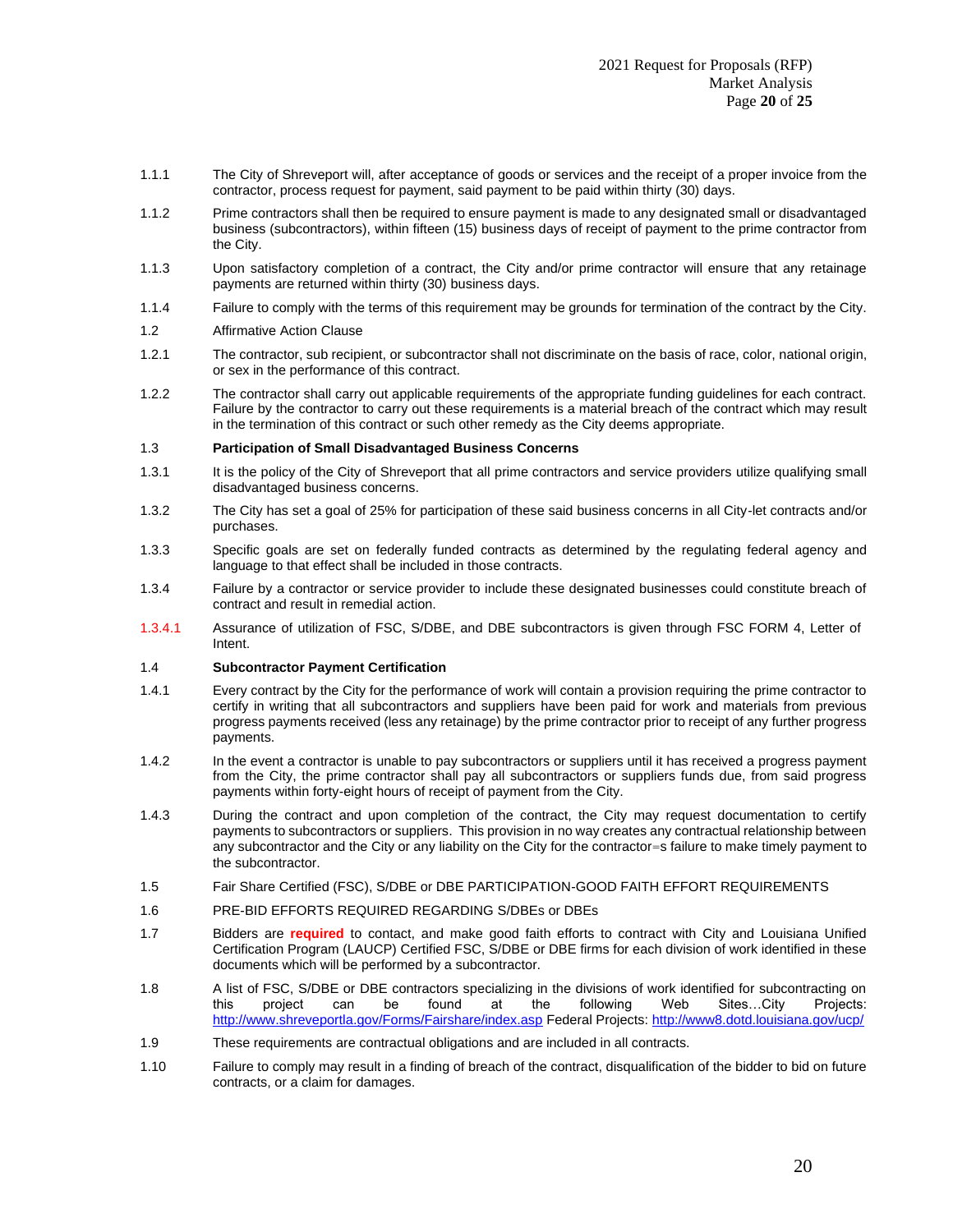1.1.1 The City of Shreveport will, after acceptance of goods or services and the receipt of a proper invoice from the contractor, process request for payment, said payment to be paid within thirty (30) days.

1.1.2 Prime contractors shall then be required to ensure payment is made to any designated small or disadvantaged business (subcontractors), within fifteen (15) business days of receipt of payment to the prime contractor from the City.

1.1.3 Upon satisfactory completion of a contract, the City and/or prime contractor will ensure that any retainage payments are returned within thirty (30) business days.

1.1.4 Failure to comply with the terms of this requirement may be grounds for termination of the contract by the City.

1.2 Affirmative Action Clause

1.2.1 The contractor, sub recipient, or subcontractor shall not discriminate on the basis of race, color, national origin, or sex in the performance of this contract.

1.2.2 The contractor shall carry out applicable requirements of the appropriate funding guidelines for each contract. Failure by the contractor to carry out these requirements is a material breach of the contract which may result in the termination of this contract or such other remedy as the City deems appropriate.

**1.3 Participation of Small Disadvantaged Business Concerns**

1.3.1 It is the policy of the City of Shreveport that all prime contractors and service providers utilize qualifying small disadvantaged business concerns.

1.3.2 The City has set a goal of 25% for participation of these said business concerns in all City-let contracts and/or purchases.

1.3.3 Specific goals are set on federally funded contracts as determined by the regulating federal agency and language to that effect shall be included in those contracts.

1.3.4 Failure by a contractor or service provider to include these designated businesses could constitute breach of contract and result in remedial action.

1.3.4.1 Assurance of utilization of FSC, S/DBE, and DBE subcontractors is given through FSC FORM 4, Letter of Intent.

**1.4 Subcontractor Payment Certification**

1.4.1 Every contract by the City for the performance of work will contain a provision requiring the prime contractor to certify in writing that all subcontractors and suppliers have been paid for work and materials from previous progress payments received (less any retainage) by the prime contractor prior to receipt of any further progress payments.

1.4.2 In the event a contractor is unable to pay subcontractors or suppliers until it has received a progress payment from the City, the prime contractor shall pay all subcontractors or suppliers funds due, from said progress payments within forty-eight hours of receipt of payment from the City.

1.4.3 During the contract and upon completion of the contract, the City may request documentation to certify payments to subcontractors or suppliers. This provision in no way creates any contractual relationship between any subcontractor and the City or any liability on the City for the contractor=s failure to make timely payment to the subcontractor.

1.5 Fair Share Certified (FSC), S/DBE or DBE PARTICIPATION-GOOD FAITH EFFORT REQUIREMENTS

1.6 PRE-BID EFFORTS REQUIRED REGARDING S/DBEs or DBEs

1.7 Bidders are **required** to contact, and make good faith efforts to contract with City and Louisiana Unified Certification Program (LAUCP) Certified FSC, S/DBE or DBE firms for each division of work identified in these documents which will be performed by a subcontractor.

1.8 A list of FSC, S/DBE or DBE contractors specializing in the divisions of work identified for subcontracting on this project can be found at the following Web Sites…City Projects: http://www.shreveportla.gov/Forms/Fairshare/index.asp Federal Projects: http://www8.dotd.louisiana.gov/ucp/

1.9 These requirements are contractual obligations and are included in all contracts.

1.10 Failure to comply may result in a finding of breach of the contract, disqualification of the bidder to bid on future contracts, or a claim for damages.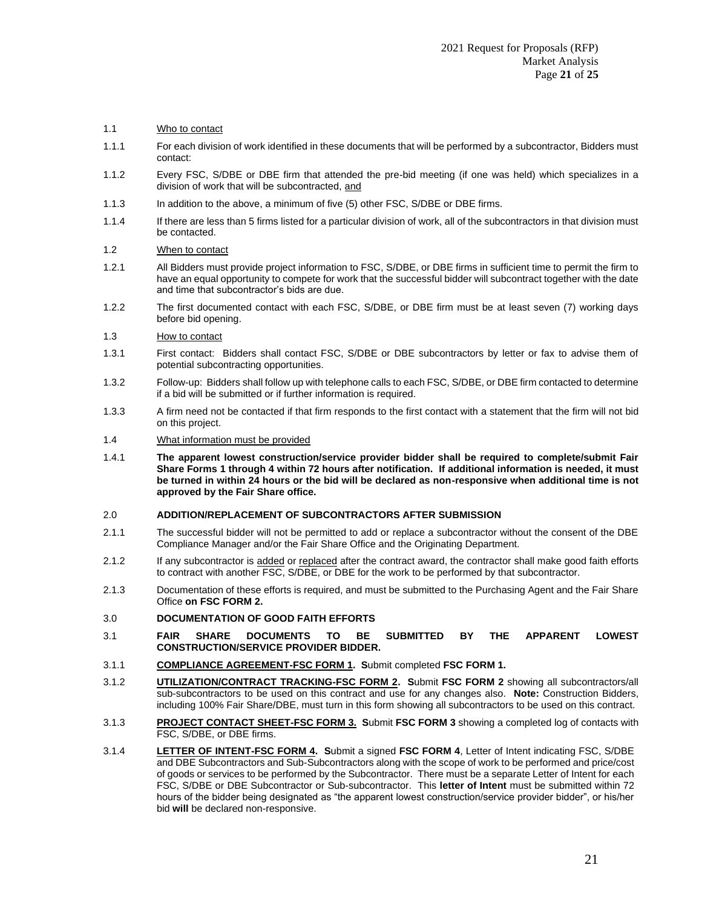1.1 Who to contact

1.1.1 For each division of work identified in these documents that will be performed by a subcontractor, Bidders must contact:

1.1.2 Every FSC, S/DBE or DBE firm that attended the pre-bid meeting (if one was held) which specializes in a division of work that will be subcontracted, and

1.1.3 In addition to the above, a minimum of five (5) other FSC, S/DBE or DBE firms.

1.1.4 If there are less than 5 firms listed for a particular division of work, all of the subcontractors in that division must be contacted.

1.2 When to contact

1.2.1 All Bidders must provide project information to FSC, S/DBE, or DBE firms in sufficient time to permit the firm to have an equal opportunity to compete for work that the successful bidder will subcontract together with the date and time that subcontractor's bids are due.

1.2.2 The first documented contact with each FSC, S/DBE, or DBE firm must be at least seven (7) working days before bid opening.

1.3 How to contact

1.3.1 First contact: Bidders shall contact FSC, S/DBE or DBE subcontractors by letter or fax to advise them of potential subcontracting opportunities.

1.3.2 Follow-up: Bidders shall follow up with telephone calls to each FSC, S/DBE, or DBE firm contacted to determine if a bid will be submitted or if further information is required.

1.3.3 A firm need not be contacted if that firm responds to the first contact with a statement that the firm will not bid on this project.

1.4 What information must be provided

1.4.1 **The apparent lowest construction/service provider bidder shall be required to complete/submit Fair Share Forms 1 through 4 within 72 hours after notification. If additional information is needed, it must be turned in within 24 hours or the bid will be declared as non-responsive when additional time is not approved by the Fair Share office.**

## 2.0 ADDITION/REPLACEMENT OF SUBCONTRACTORS AFTER SUBMISSION

2.1.1 The successful bidder will not be permitted to add or replace a subcontractor without the consent of the DBE Compliance Manager and/or the Fair Share Office and the Originating Department.

2.1.2 If any subcontractor is added or replaced after the contract award, the contractor shall make good faith efforts to contract with another FSC, S/DBE, or DBE for the work to be performed by that subcontractor.

2.1.3 Documentation of these efforts is required, and must be submitted to the Purchasing Agent and the Fair Share Office **on FSC FORM 2.**

## 3.0 DOCUMENTATION OF GOOD FAITH EFFORTS

### 3.1 FAIR SHARE DOCUMENTS TO BE SUBMITTED BY THE APPARENT LOWEST CONSTRUCTION/SERVICE PROVIDER BIDDER.

3.1.1 **COMPLIANCE AGREEMENT-FSC FORM 1. S**ubmit completed **FSC FORM 1.**

3.1.2 **UTILIZATION/CONTRACT TRACKING-FSC FORM 2. S**ubmit **FSC FORM 2** showing all subcontractors/all sub-subcontractors to be used on this contract and use for any changes also. **Note:** Construction Bidders, including 100% Fair Share/DBE, must turn in this form showing all subcontractors to be used on this contract.

3.1.3 **PROJECT CONTACT SHEET-FSC FORM 3. S**ubmit **FSC FORM 3** showing a completed log of contacts with FSC, S/DBE, or DBE firms.

3.1.4 **LETTER OF INTENT-FSC FORM 4. S**ubmit a signed **FSC FORM 4**, Letter of Intent indicating FSC, S/DBE and DBE Subcontractors and Sub-Subcontractors along with the scope of work to be performed and price/cost of goods or services to be performed by the Subcontractor. There must be a separate Letter of Intent for each FSC, S/DBE or DBE Subcontractor or Sub-subcontractor. This **letter of Intent** must be submitted within 72 hours of the bidder being designated as "the apparent lowest construction/service provider bidder", or his/her bid **will** be declared non-responsive.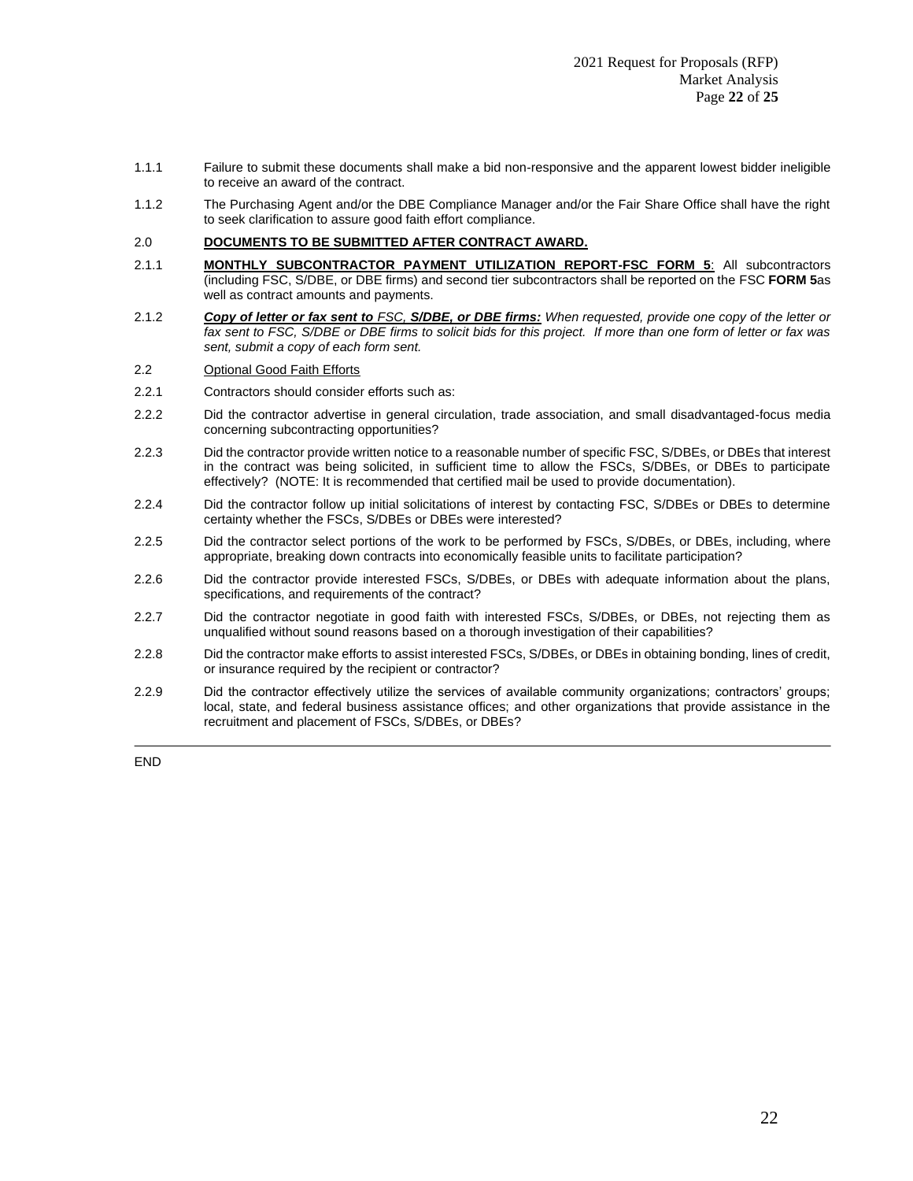1.1.1 Failure to submit these documents shall make a bid non-responsive and the apparent lowest bidder ineligible to receive an award of the contract.

1.1.2 The Purchasing Agent and/or the DBE Compliance Manager and/or the Fair Share Office shall have the right to seek clarification to assure good faith effort compliance.

2.0 **DOCUMENTS TO BE SUBMITTED AFTER CONTRACT AWARD.**

2.1.1 **MONTHLY SUBCONTRACTOR PAYMENT UTILIZATION REPORT-FSC FORM 5**: All subcontractors (including FSC, S/DBE, or DBE firms) and second tier subcontractors shall be reported on the FSC **FORM 5**as well as contract amounts and payments.

2.1.2 ***Copy of letter or fax sent to** FSC, **S/DBE, or DBE firms:*** *When requested, provide one copy of the letter or fax sent to FSC, S/DBE or DBE firms to solicit bids for this project. If more than one form of letter or fax was sent, submit a copy of each form sent.*

2.2 Optional Good Faith Efforts

2.2.1 Contractors should consider efforts such as:

2.2.2 Did the contractor advertise in general circulation, trade association, and small disadvantaged-focus media concerning subcontracting opportunities?

2.2.3 Did the contractor provide written notice to a reasonable number of specific FSC, S/DBEs, or DBEs that interest in the contract was being solicited, in sufficient time to allow the FSCs, S/DBEs, or DBEs to participate effectively? (NOTE: It is recommended that certified mail be used to provide documentation).

2.2.4 Did the contractor follow up initial solicitations of interest by contacting FSC, S/DBEs or DBEs to determine certainty whether the FSCs, S/DBEs or DBEs were interested?

2.2.5 Did the contractor select portions of the work to be performed by FSCs, S/DBEs, or DBEs, including, where appropriate, breaking down contracts into economically feasible units to facilitate participation?

2.2.6 Did the contractor provide interested FSCs, S/DBEs, or DBEs with adequate information about the plans, specifications, and requirements of the contract?

2.2.7 Did the contractor negotiate in good faith with interested FSCs, S/DBEs, or DBEs, not rejecting them as unqualified without sound reasons based on a thorough investigation of their capabilities?

2.2.8 Did the contractor make efforts to assist interested FSCs, S/DBEs, or DBEs in obtaining bonding, lines of credit, or insurance required by the recipient or contractor?

2.2.9 Did the contractor effectively utilize the services of available community organizations; contractors' groups; local, state, and federal business assistance offices; and other organizations that provide assistance in the recruitment and placement of FSCs, S/DBEs, or DBEs?

---

END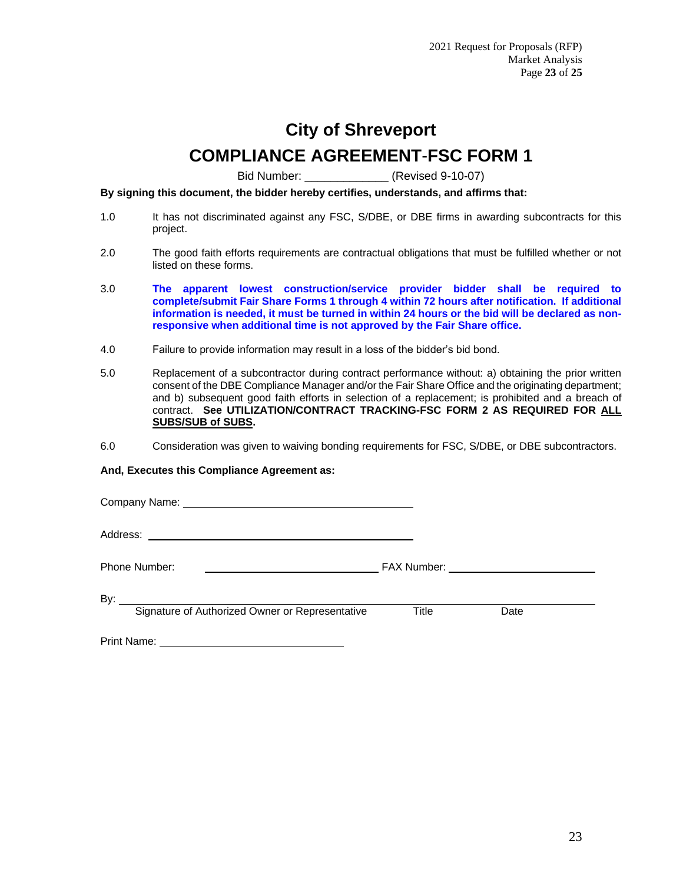# City of Shreveport

## COMPLIANCE AGREEMENT-FSC FORM 1

Bid Number: _____________ (Revised 9-10-07)

**By signing this document, the bidder hereby certifies, understands, and affirms that:**

1.0 It has not discriminated against any FSC, S/DBE, or DBE firms in awarding subcontracts for this project.

2.0 The good faith efforts requirements are contractual obligations that must be fulfilled whether or not listed on these forms.

3.0 **The apparent lowest construction/service provider bidder shall be required to complete/submit Fair Share Forms 1 through 4 within 72 hours after notification. If additional information is needed, it must be turned in within 24 hours or the bid will be declared as non-responsive when additional time is not approved by the Fair Share office.**

4.0 Failure to provide information may result in a loss of the bidder's bid bond.

5.0 Replacement of a subcontractor during contract performance without: a) obtaining the prior written consent of the DBE Compliance Manager and/or the Fair Share Office and the originating department; and b) subsequent good faith efforts in selection of a replacement; is prohibited and a breach of contract. **See UTILIZATION/CONTRACT TRACKING-FSC FORM 2 AS REQUIRED FOR ALL SUBS/SUB of SUBS.**

6.0 Consideration was given to waiving bonding requirements for FSC, S/DBE, or DBE subcontractors.

**And, Executes this Compliance Agreement as:**

Company Name: ________________________________________

Address: ________________________________________________

Phone Number: ______________________________ FAX Number: __________________________

By: ____________________________________________________________________________

Signature of Authorized Owner or Representative    Title    Date

Print Name: ________________________________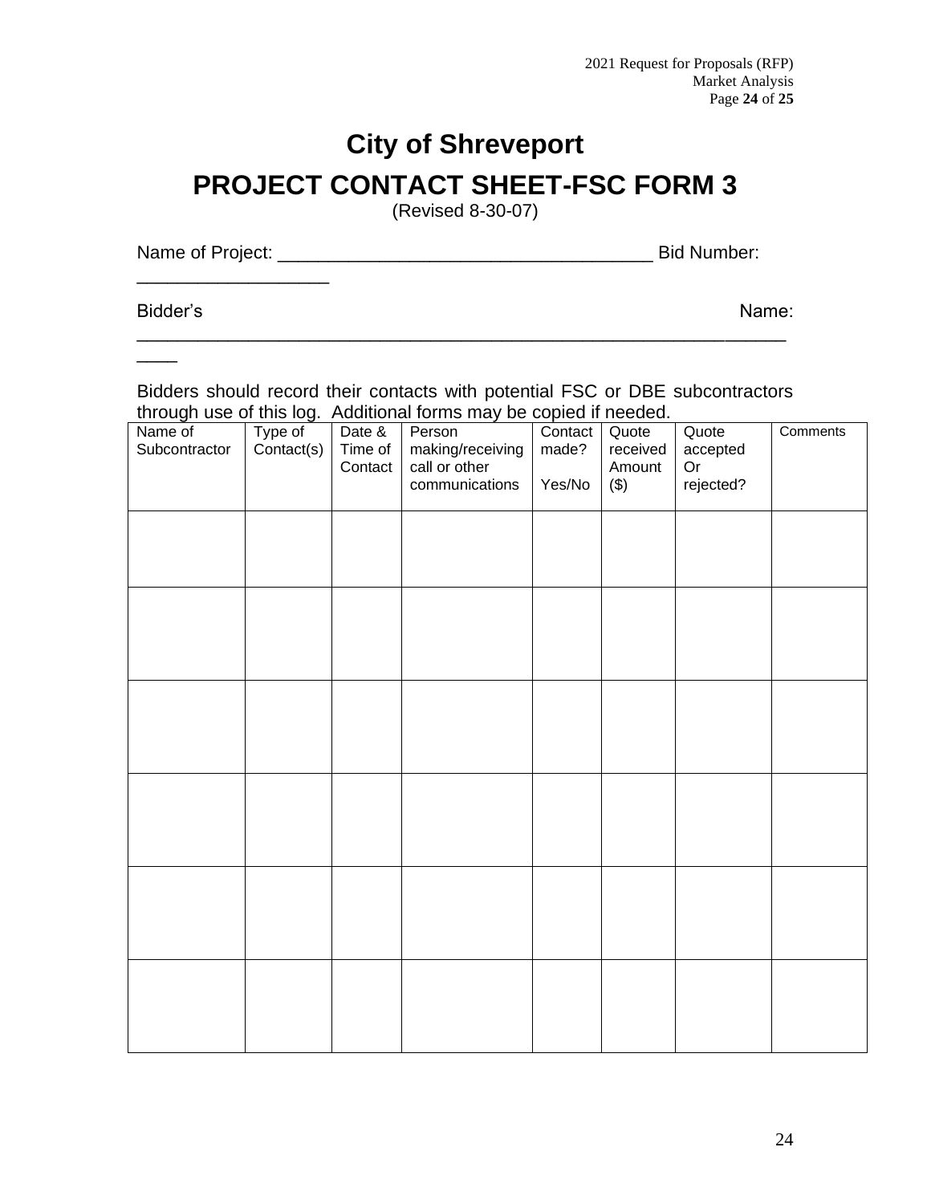# City of Shreveport

# PROJECT CONTACT SHEET-FSC FORM 3

(Revised 8-30-07)

Name of Project: ____________________________________ Bid Number: __________________

Bidder's Name: ____________________________________________________________

Bidders should record their contacts with potential FSC or DBE subcontractors through use of this log. Additional forms may be copied if needed.

| Name of Subcontractor | Type of Contact(s) | Date & Time of Contact | Person making/receiving call or other communications | Contact made? Yes/No | Quote received Amount ($) | Quote accepted Or rejected? | Comments |
|---|---|---|---|---|---|---|---|
| | | | | | | | |
| | | | | | | | |
| | | | | | | | |
| | | | | | | | |
| | | | | | | | |
| | | | | | | | |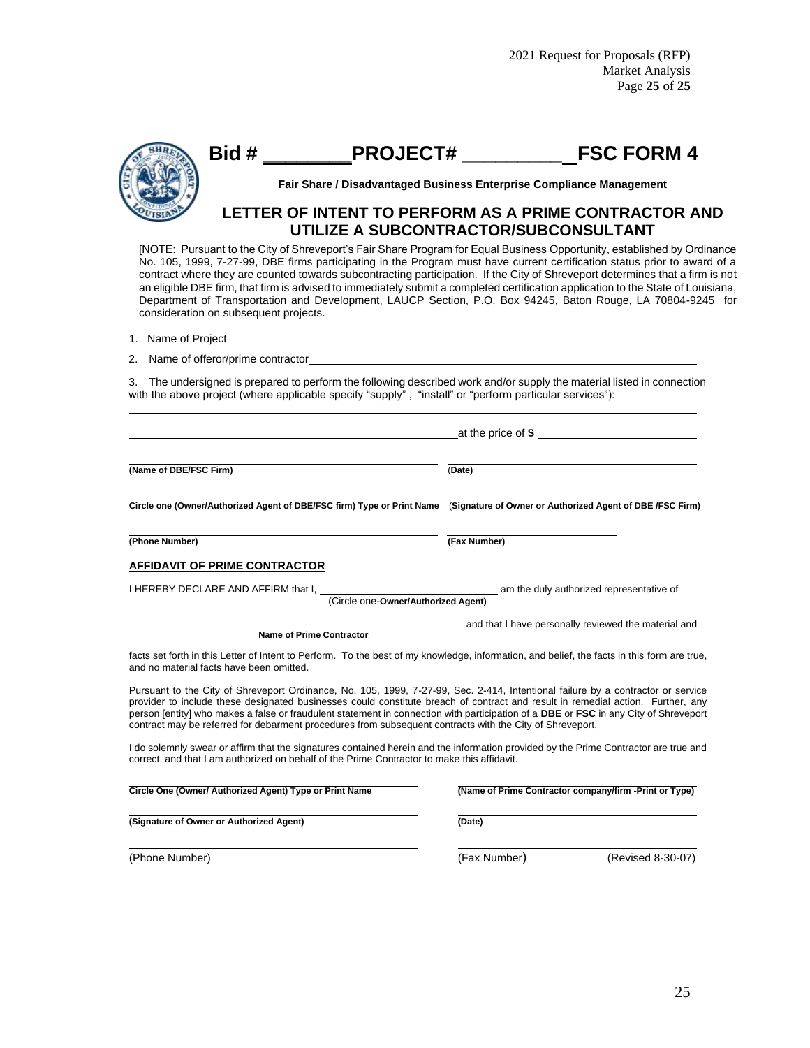# Bid # _______PROJECT# __________FSC FORM 4

**Fair Share / Disadvantaged Business Enterprise Compliance Management**

## LETTER OF INTENT TO PERFORM AS A PRIME CONTRACTOR AND UTILIZE A SUBCONTRACTOR/SUBCONSULTANT

[NOTE: Pursuant to the City of Shreveport's Fair Share Program for Equal Business Opportunity, established by Ordinance No. 105, 1999, 7-27-99, DBE firms participating in the Program must have current certification status prior to award of a contract where they are counted towards subcontracting participation. If the City of Shreveport determines that a firm is not an eligible DBE firm, that firm is advised to immediately submit a completed certification application to the State of Louisiana, Department of Transportation and Development, LAUCP Section, P.O. Box 94245, Baton Rouge, LA 70804-9245 for consideration on subsequent projects.

1. Name of Project ______________________________________________________________

2. Name of offeror/prime contractor______________________________________________________

3. The undersigned is prepared to perform the following described work and/or supply the material listed in connection with the above project (where applicable specify "supply", "install" or "perform particular services"):

______________________________________________________________________________

______________________________________________________at the price of **$** ______________________

**(Name of DBE/FSC Firm)** ______________________ (**Date)** ______________________

**Circle one (Owner/Authorized Agent of DBE/FSC firm) Type or Print Name** ______________________ **(Signature of Owner or Authorized Agent of DBE /FSC Firm)** ______________________

**(Phone Number)** ______________________ **(Fax Number)** ______________________

**AFFIDAVIT OF PRIME CONTRACTOR**

I HEREBY DECLARE AND AFFIRM that I, ______________________ am the duly authorized representative of
(Circle one-**Owner/Authorized Agent)**

______________________________________ and that I have personally reviewed the material and
**Name of Prime Contractor**

facts set forth in this Letter of Intent to Perform. To the best of my knowledge, information, and belief, the facts in this form are true, and no material facts have been omitted.

Pursuant to the City of Shreveport Ordinance, No. 105, 1999, 7-27-99, Sec. 2-414, Intentional failure by a contractor or service provider to include these designated businesses could constitute breach of contract and result in remedial action. Further, any person [entity] who makes a false or fraudulent statement in connection with participation of a **DBE** or **FSC** in any City of Shreveport contract may be referred for debarment procedures from subsequent contracts with the City of Shreveport.

I do solemnly swear or affirm that the signatures contained herein and the information provided by the Prime Contractor are true and correct, and that I am authorized on behalf of the Prime Contractor to make this affidavit.

**Circle One (Owner/ Authorized Agent) Type or Print Name** ______________________ **(Name of Prime Contractor company/firm -Print or Type)** ______________________

**(Signature of Owner or Authorized Agent)** ______________________ **(Date)** ______________________

(Phone Number) ______________________ (Fax Number) ______________________ (Revised 8-30-07)